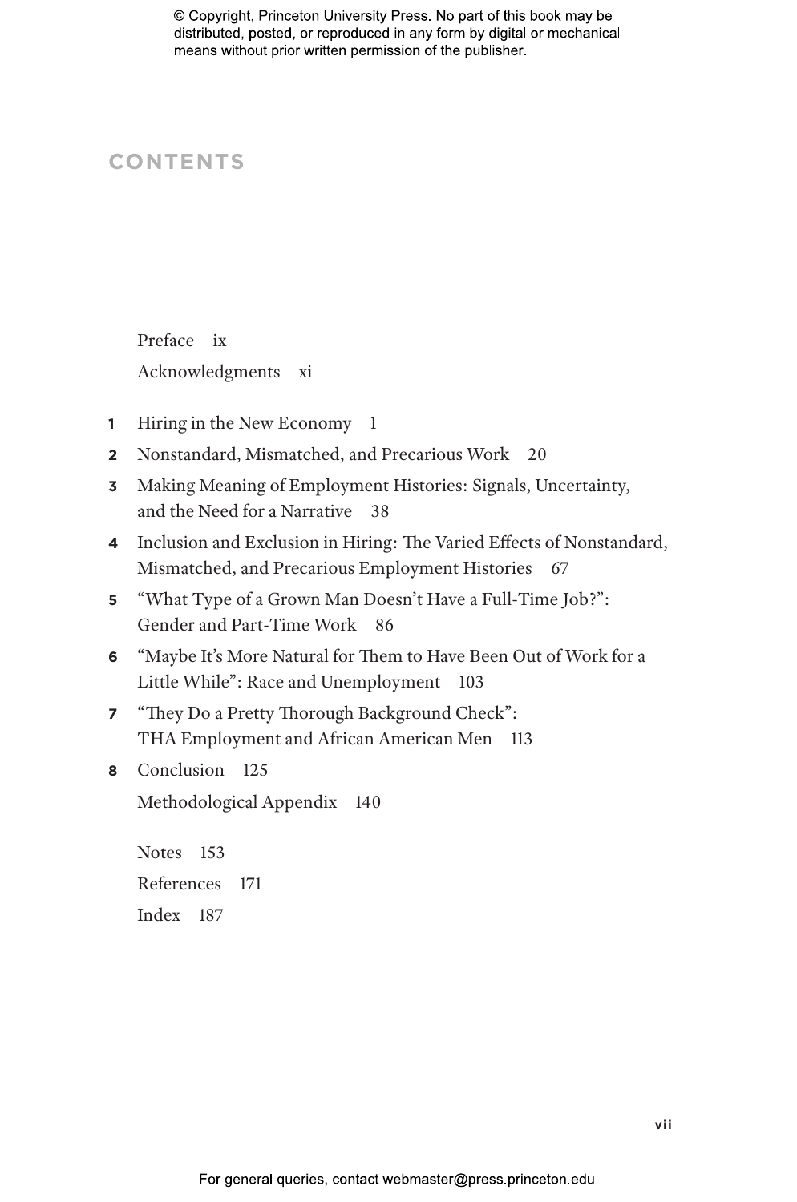# CONTENTS

Preface ix

Acknowledgments xi

1 Hiring in the New Economy 1

2 Nonstandard, Mismatched, and Precarious Work 20

3 Making Meaning of Employment Histories: Signals, Uncertainty, and the Need for a Narrative 38

4 Inclusion and Exclusion in Hiring: The Varied Effects of Nonstandard, Mismatched, and Precarious Employment Histories 67

5 "What Type of a Grown Man Doesn't Have a Full-Time Job?": Gender and Part-Time Work 86

6 "Maybe It's More Natural for Them to Have Been Out of Work for a Little While": Race and Unemployment 103

7 "They Do a Pretty Thorough Background Check": THA Employment and African American Men 113

8 Conclusion 125

Methodological Appendix 140

Notes 153

References 171

Index 187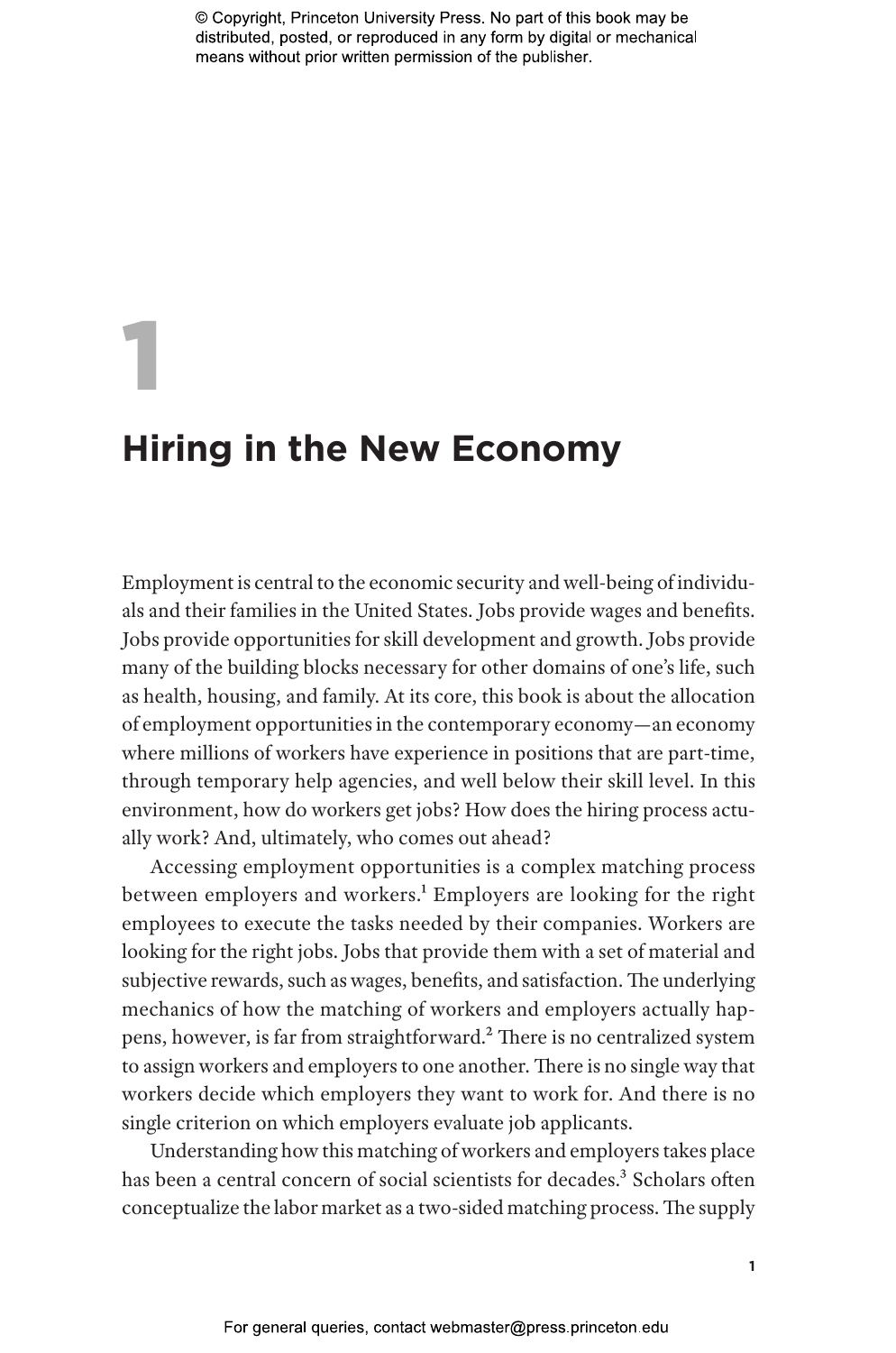# 1

# Hiring in the New Economy

Employment is central to the economic security and well-being of individuals and their families in the United States. Jobs provide wages and benefits. Jobs provide opportunities for skill development and growth. Jobs provide many of the building blocks necessary for other domains of one's life, such as health, housing, and family. At its core, this book is about the allocation of employment opportunities in the contemporary economy—an economy where millions of workers have experience in positions that are part-time, through temporary help agencies, and well below their skill level. In this environment, how do workers get jobs? How does the hiring process actually work? And, ultimately, who comes out ahead?

Accessing employment opportunities is a complex matching process between employers and workers.[1] Employers are looking for the right employees to execute the tasks needed by their companies. Workers are looking for the right jobs. Jobs that provide them with a set of material and subjective rewards, such as wages, benefits, and satisfaction. The underlying mechanics of how the matching of workers and employers actually happens, however, is far from straightforward.[2] There is no centralized system to assign workers and employers to one another. There is no single way that workers decide which employers they want to work for. And there is no single criterion on which employers evaluate job applicants.

Understanding how this matching of workers and employers takes place has been a central concern of social scientists for decades.[3] Scholars often conceptualize the labor market as a two-sided matching process. The supply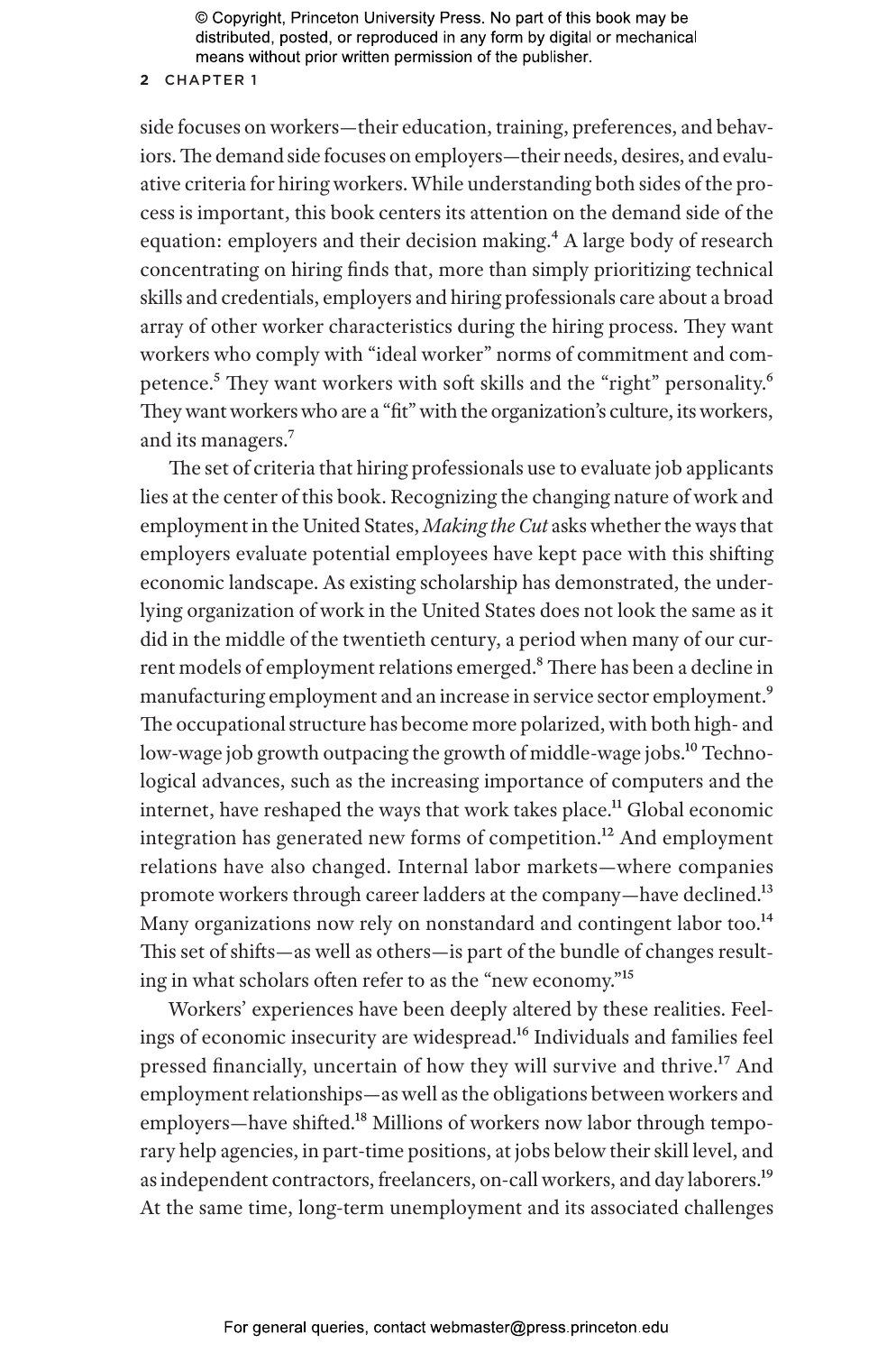side focuses on workers—their education, training, preferences, and behaviors. The demand side focuses on employers—their needs, desires, and evaluative criteria for hiring workers. While understanding both sides of the process is important, this book centers its attention on the demand side of the equation: employers and their decision making.[4] A large body of research concentrating on hiring finds that, more than simply prioritizing technical skills and credentials, employers and hiring professionals care about a broad array of other worker characteristics during the hiring process. They want workers who comply with "ideal worker" norms of commitment and competence.[5] They want workers with soft skills and the "right" personality.[6] They want workers who are a "fit" with the organization's culture, its workers, and its managers.[7]

The set of criteria that hiring professionals use to evaluate job applicants lies at the center of this book. Recognizing the changing nature of work and employment in the United States, *Making the Cut* asks whether the ways that employers evaluate potential employees have kept pace with this shifting economic landscape. As existing scholarship has demonstrated, the underlying organization of work in the United States does not look the same as it did in the middle of the twentieth century, a period when many of our current models of employment relations emerged.[8] There has been a decline in manufacturing employment and an increase in service sector employment.[9] The occupational structure has become more polarized, with both high- and low-wage job growth outpacing the growth of middle-wage jobs.[10] Technological advances, such as the increasing importance of computers and the internet, have reshaped the ways that work takes place.[11] Global economic integration has generated new forms of competition.[12] And employment relations have also changed. Internal labor markets—where companies promote workers through career ladders at the company—have declined.[13] Many organizations now rely on nonstandard and contingent labor too.[14] This set of shifts—as well as others—is part of the bundle of changes resulting in what scholars often refer to as the "new economy."[15]

Workers' experiences have been deeply altered by these realities. Feelings of economic insecurity are widespread.[16] Individuals and families feel pressed financially, uncertain of how they will survive and thrive.[17] And employment relationships—as well as the obligations between workers and employers—have shifted.[18] Millions of workers now labor through temporary help agencies, in part-time positions, at jobs below their skill level, and as independent contractors, freelancers, on-call workers, and day laborers.[19] At the same time, long-term unemployment and its associated challenges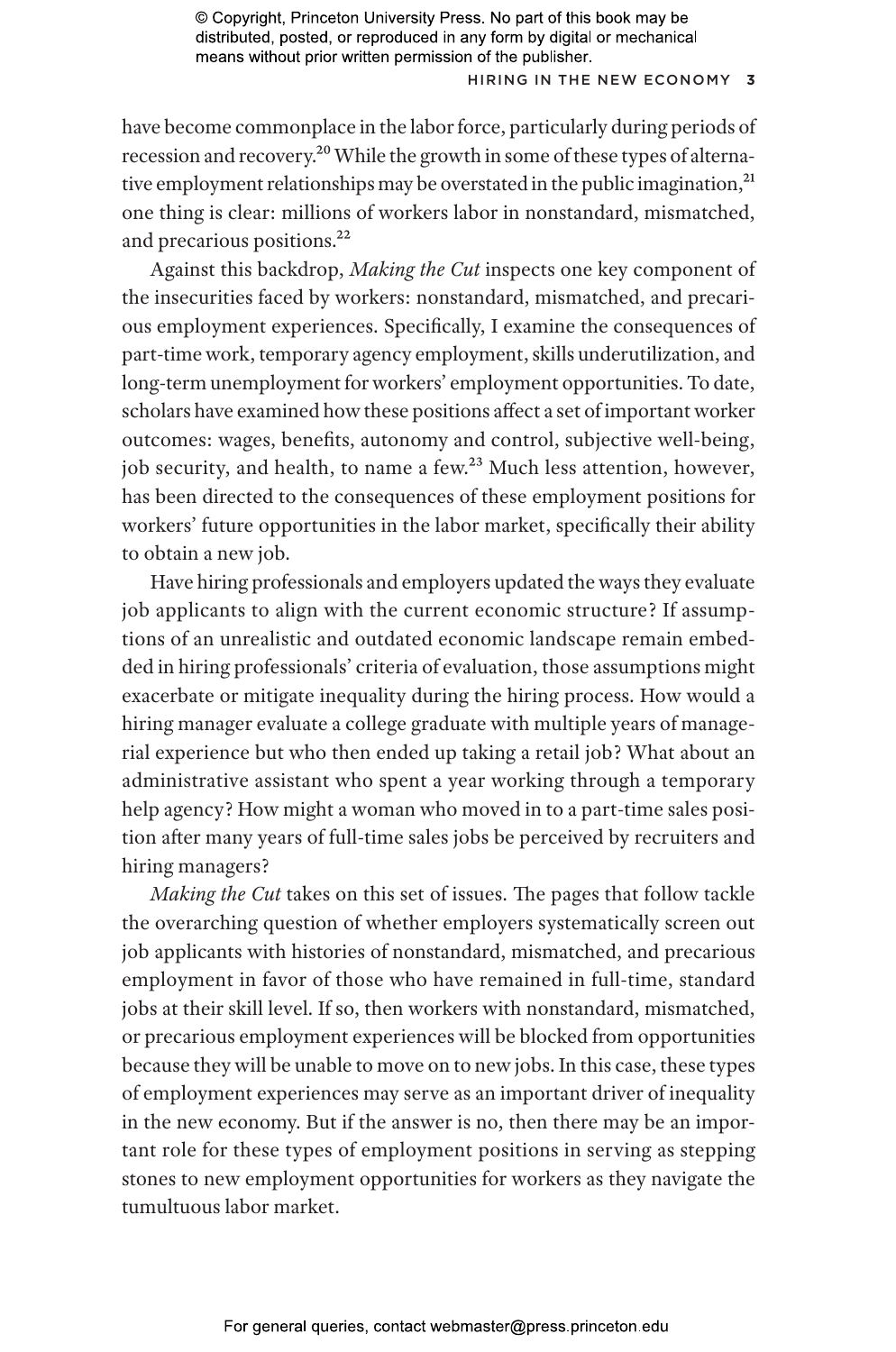have become commonplace in the labor force, particularly during periods of recession and recovery.[20] While the growth in some of these types of alternative employment relationships may be overstated in the public imagination,[21] one thing is clear: millions of workers labor in nonstandard, mismatched, and precarious positions.[22]

Against this backdrop, *Making the Cut* inspects one key component of the insecurities faced by workers: nonstandard, mismatched, and precarious employment experiences. Specifically, I examine the consequences of part-time work, temporary agency employment, skills underutilization, and long-term unemployment for workers' employment opportunities. To date, scholars have examined how these positions affect a set of important worker outcomes: wages, benefits, autonomy and control, subjective well-being, job security, and health, to name a few.[23] Much less attention, however, has been directed to the consequences of these employment positions for workers' future opportunities in the labor market, specifically their ability to obtain a new job.

Have hiring professionals and employers updated the ways they evaluate job applicants to align with the current economic structure? If assumptions of an unrealistic and outdated economic landscape remain embedded in hiring professionals' criteria of evaluation, those assumptions might exacerbate or mitigate inequality during the hiring process. How would a hiring manager evaluate a college graduate with multiple years of managerial experience but who then ended up taking a retail job? What about an administrative assistant who spent a year working through a temporary help agency? How might a woman who moved in to a part-time sales position after many years of full-time sales jobs be perceived by recruiters and hiring managers?

*Making the Cut* takes on this set of issues. The pages that follow tackle the overarching question of whether employers systematically screen out job applicants with histories of nonstandard, mismatched, and precarious employment in favor of those who have remained in full-time, standard jobs at their skill level. If so, then workers with nonstandard, mismatched, or precarious employment experiences will be blocked from opportunities because they will be unable to move on to new jobs. In this case, these types of employment experiences may serve as an important driver of inequality in the new economy. But if the answer is no, then there may be an important role for these types of employment positions in serving as stepping stones to new employment opportunities for workers as they navigate the tumultuous labor market.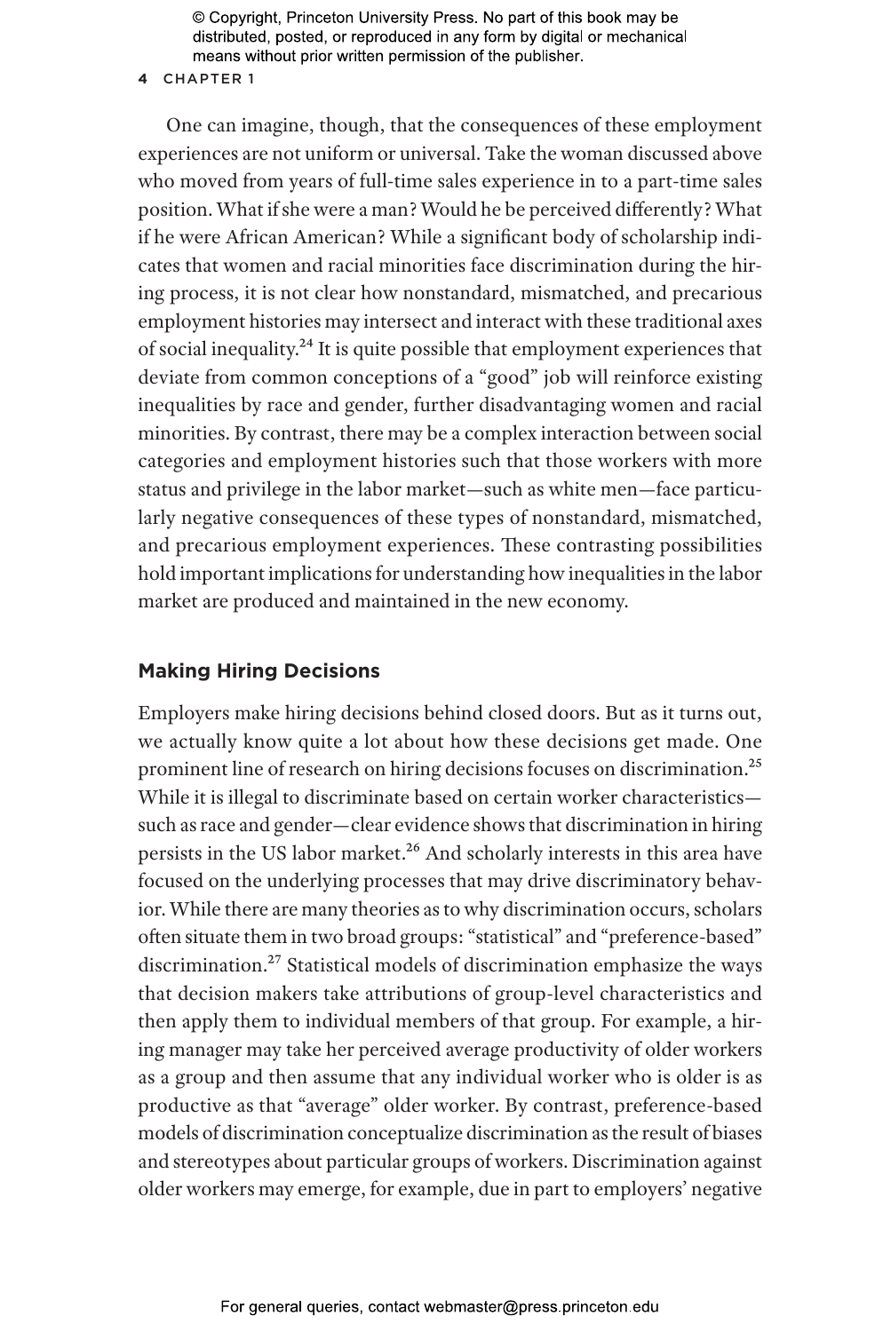One can imagine, though, that the consequences of these employment experiences are not uniform or universal. Take the woman discussed above who moved from years of full-time sales experience in to a part-time sales position. What if she were a man? Would he be perceived differently? What if he were African American? While a significant body of scholarship indicates that women and racial minorities face discrimination during the hiring process, it is not clear how nonstandard, mismatched, and precarious employment histories may intersect and interact with these traditional axes of social inequality.[24] It is quite possible that employment experiences that deviate from common conceptions of a "good" job will reinforce existing inequalities by race and gender, further disadvantaging women and racial minorities. By contrast, there may be a complex interaction between social categories and employment histories such that those workers with more status and privilege in the labor market—such as white men—face particularly negative consequences of these types of nonstandard, mismatched, and precarious employment experiences. These contrasting possibilities hold important implications for understanding how inequalities in the labor market are produced and maintained in the new economy.

## Making Hiring Decisions

Employers make hiring decisions behind closed doors. But as it turns out, we actually know quite a lot about how these decisions get made. One prominent line of research on hiring decisions focuses on discrimination.[25] While it is illegal to discriminate based on certain worker characteristics—such as race and gender—clear evidence shows that discrimination in hiring persists in the US labor market.[26] And scholarly interests in this area have focused on the underlying processes that may drive discriminatory behavior. While there are many theories as to why discrimination occurs, scholars often situate them in two broad groups: "statistical" and "preference-based" discrimination.[27] Statistical models of discrimination emphasize the ways that decision makers take attributions of group-level characteristics and then apply them to individual members of that group. For example, a hiring manager may take her perceived average productivity of older workers as a group and then assume that any individual worker who is older is as productive as that "average" older worker. By contrast, preference-based models of discrimination conceptualize discrimination as the result of biases and stereotypes about particular groups of workers. Discrimination against older workers may emerge, for example, due in part to employers' negative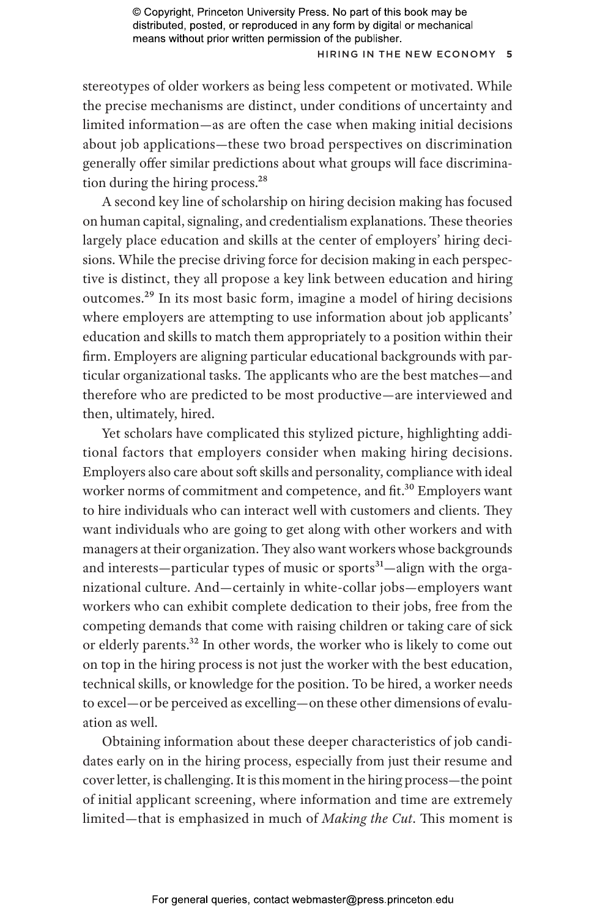stereotypes of older workers as being less competent or motivated. While the precise mechanisms are distinct, under conditions of uncertainty and limited information—as are often the case when making initial decisions about job applications—these two broad perspectives on discrimination generally offer similar predictions about what groups will face discrimination during the hiring process.[28]

A second key line of scholarship on hiring decision making has focused on human capital, signaling, and credentialism explanations. These theories largely place education and skills at the center of employers' hiring decisions. While the precise driving force for decision making in each perspective is distinct, they all propose a key link between education and hiring outcomes.[29] In its most basic form, imagine a model of hiring decisions where employers are attempting to use information about job applicants' education and skills to match them appropriately to a position within their firm. Employers are aligning particular educational backgrounds with particular organizational tasks. The applicants who are the best matches—and therefore who are predicted to be most productive—are interviewed and then, ultimately, hired.

Yet scholars have complicated this stylized picture, highlighting additional factors that employers consider when making hiring decisions. Employers also care about soft skills and personality, compliance with ideal worker norms of commitment and competence, and fit.[30] Employers want to hire individuals who can interact well with customers and clients. They want individuals who are going to get along with other workers and with managers at their organization. They also want workers whose backgrounds and interests—particular types of music or sports[31]—align with the organizational culture. And—certainly in white-collar jobs—employers want workers who can exhibit complete dedication to their jobs, free from the competing demands that come with raising children or taking care of sick or elderly parents.[32] In other words, the worker who is likely to come out on top in the hiring process is not just the worker with the best education, technical skills, or knowledge for the position. To be hired, a worker needs to excel—or be perceived as excelling—on these other dimensions of evaluation as well.

Obtaining information about these deeper characteristics of job candidates early on in the hiring process, especially from just their resume and cover letter, is challenging. It is this moment in the hiring process—the point of initial applicant screening, where information and time are extremely limited—that is emphasized in much of *Making the Cut*. This moment is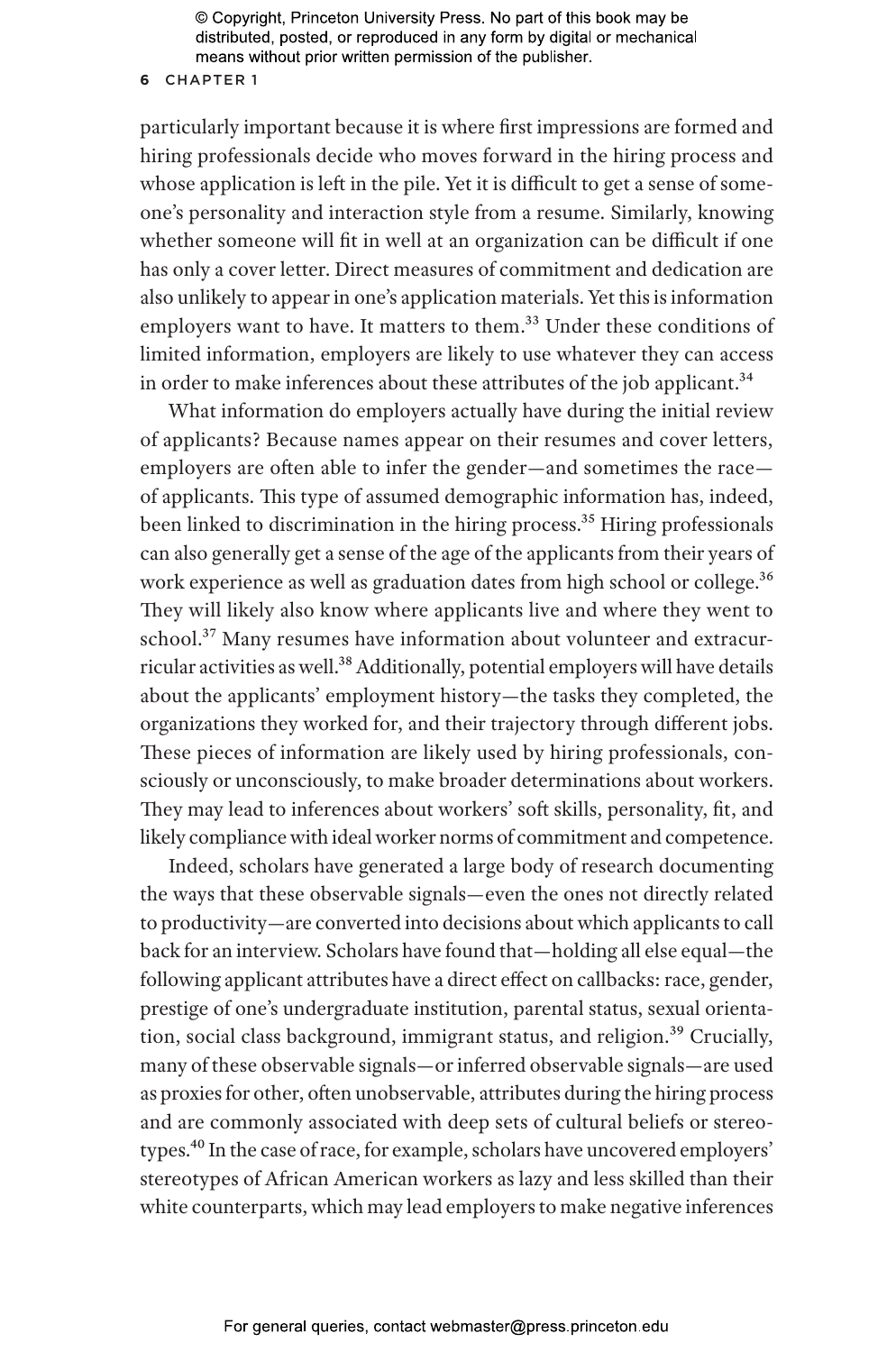particularly important because it is where first impressions are formed and hiring professionals decide who moves forward in the hiring process and whose application is left in the pile. Yet it is difficult to get a sense of someone's personality and interaction style from a resume. Similarly, knowing whether someone will fit in well at an organization can be difficult if one has only a cover letter. Direct measures of commitment and dedication are also unlikely to appear in one's application materials. Yet this is information employers want to have. It matters to them.[33] Under these conditions of limited information, employers are likely to use whatever they can access in order to make inferences about these attributes of the job applicant.[34]

What information do employers actually have during the initial review of applicants? Because names appear on their resumes and cover letters, employers are often able to infer the gender—and sometimes the race—of applicants. This type of assumed demographic information has, indeed, been linked to discrimination in the hiring process.[35] Hiring professionals can also generally get a sense of the age of the applicants from their years of work experience as well as graduation dates from high school or college.[36] They will likely also know where applicants live and where they went to school.[37] Many resumes have information about volunteer and extracurricular activities as well.[38] Additionally, potential employers will have details about the applicants' employment history—the tasks they completed, the organizations they worked for, and their trajectory through different jobs. These pieces of information are likely used by hiring professionals, consciously or unconsciously, to make broader determinations about workers. They may lead to inferences about workers' soft skills, personality, fit, and likely compliance with ideal worker norms of commitment and competence.

Indeed, scholars have generated a large body of research documenting the ways that these observable signals—even the ones not directly related to productivity—are converted into decisions about which applicants to call back for an interview. Scholars have found that—holding all else equal—the following applicant attributes have a direct effect on callbacks: race, gender, prestige of one's undergraduate institution, parental status, sexual orientation, social class background, immigrant status, and religion.[39] Crucially, many of these observable signals—or inferred observable signals—are used as proxies for other, often unobservable, attributes during the hiring process and are commonly associated with deep sets of cultural beliefs or stereotypes.[40] In the case of race, for example, scholars have uncovered employers' stereotypes of African American workers as lazy and less skilled than their white counterparts, which may lead employers to make negative inferences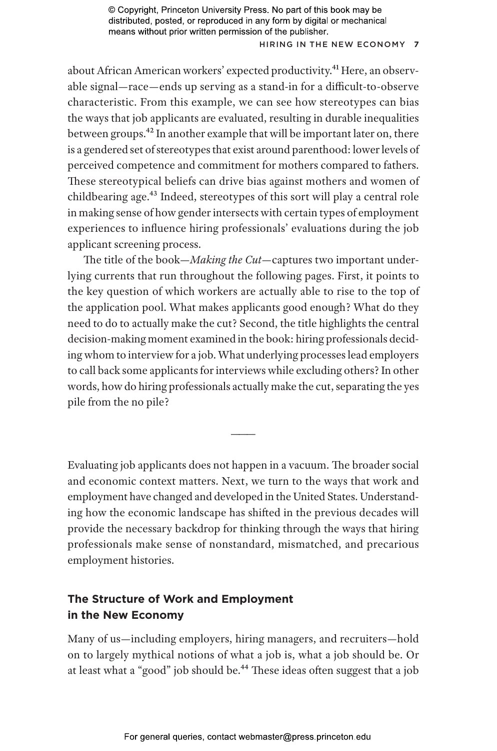about African American workers' expected productivity.[41] Here, an observable signal—race—ends up serving as a stand-in for a difficult-to-observe characteristic. From this example, we can see how stereotypes can bias the ways that job applicants are evaluated, resulting in durable inequalities between groups.[42] In another example that will be important later on, there is a gendered set of stereotypes that exist around parenthood: lower levels of perceived competence and commitment for mothers compared to fathers. These stereotypical beliefs can drive bias against mothers and women of childbearing age.[43] Indeed, stereotypes of this sort will play a central role in making sense of how gender intersects with certain types of employment experiences to influence hiring professionals' evaluations during the job applicant screening process.

The title of the book—*Making the Cut*—captures two important underlying currents that run throughout the following pages. First, it points to the key question of which workers are actually able to rise to the top of the application pool. What makes applicants good enough? What do they need to do to actually make the cut? Second, the title highlights the central decision-making moment examined in the book: hiring professionals deciding whom to interview for a job. What underlying processes lead employers to call back some applicants for interviews while excluding others? In other words, how do hiring professionals actually make the cut, separating the yes pile from the no pile?

———

Evaluating job applicants does not happen in a vacuum. The broader social and economic context matters. Next, we turn to the ways that work and employment have changed and developed in the United States. Understanding how the economic landscape has shifted in the previous decades will provide the necessary backdrop for thinking through the ways that hiring professionals make sense of nonstandard, mismatched, and precarious employment histories.

## The Structure of Work and Employment in the New Economy

Many of us—including employers, hiring managers, and recruiters—hold on to largely mythical notions of what a job is, what a job should be. Or at least what a "good" job should be.[44] These ideas often suggest that a job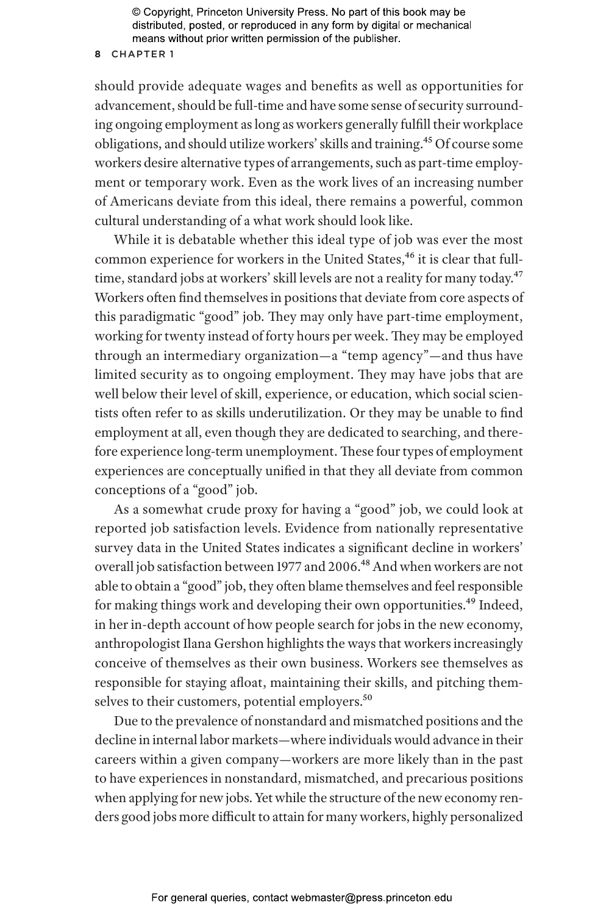should provide adequate wages and benefits as well as opportunities for advancement, should be full-time and have some sense of security surrounding ongoing employment as long as workers generally fulfill their workplace obligations, and should utilize workers' skills and training.[45] Of course some workers desire alternative types of arrangements, such as part-time employment or temporary work. Even as the work lives of an increasing number of Americans deviate from this ideal, there remains a powerful, common cultural understanding of a what work should look like.

While it is debatable whether this ideal type of job was ever the most common experience for workers in the United States,[46] it is clear that full-time, standard jobs at workers' skill levels are not a reality for many today.[47] Workers often find themselves in positions that deviate from core aspects of this paradigmatic "good" job. They may only have part-time employment, working for twenty instead of forty hours per week. They may be employed through an intermediary organization—a "temp agency"—and thus have limited security as to ongoing employment. They may have jobs that are well below their level of skill, experience, or education, which social scientists often refer to as skills underutilization. Or they may be unable to find employment at all, even though they are dedicated to searching, and therefore experience long-term unemployment. These four types of employment experiences are conceptually unified in that they all deviate from common conceptions of a "good" job.

As a somewhat crude proxy for having a "good" job, we could look at reported job satisfaction levels. Evidence from nationally representative survey data in the United States indicates a significant decline in workers' overall job satisfaction between 1977 and 2006.[48] And when workers are not able to obtain a "good" job, they often blame themselves and feel responsible for making things work and developing their own opportunities.[49] Indeed, in her in-depth account of how people search for jobs in the new economy, anthropologist Ilana Gershon highlights the ways that workers increasingly conceive of themselves as their own business. Workers see themselves as responsible for staying afloat, maintaining their skills, and pitching themselves to their customers, potential employers.[50]

Due to the prevalence of nonstandard and mismatched positions and the decline in internal labor markets—where individuals would advance in their careers within a given company—workers are more likely than in the past to have experiences in nonstandard, mismatched, and precarious positions when applying for new jobs. Yet while the structure of the new economy renders good jobs more difficult to attain for many workers, highly personalized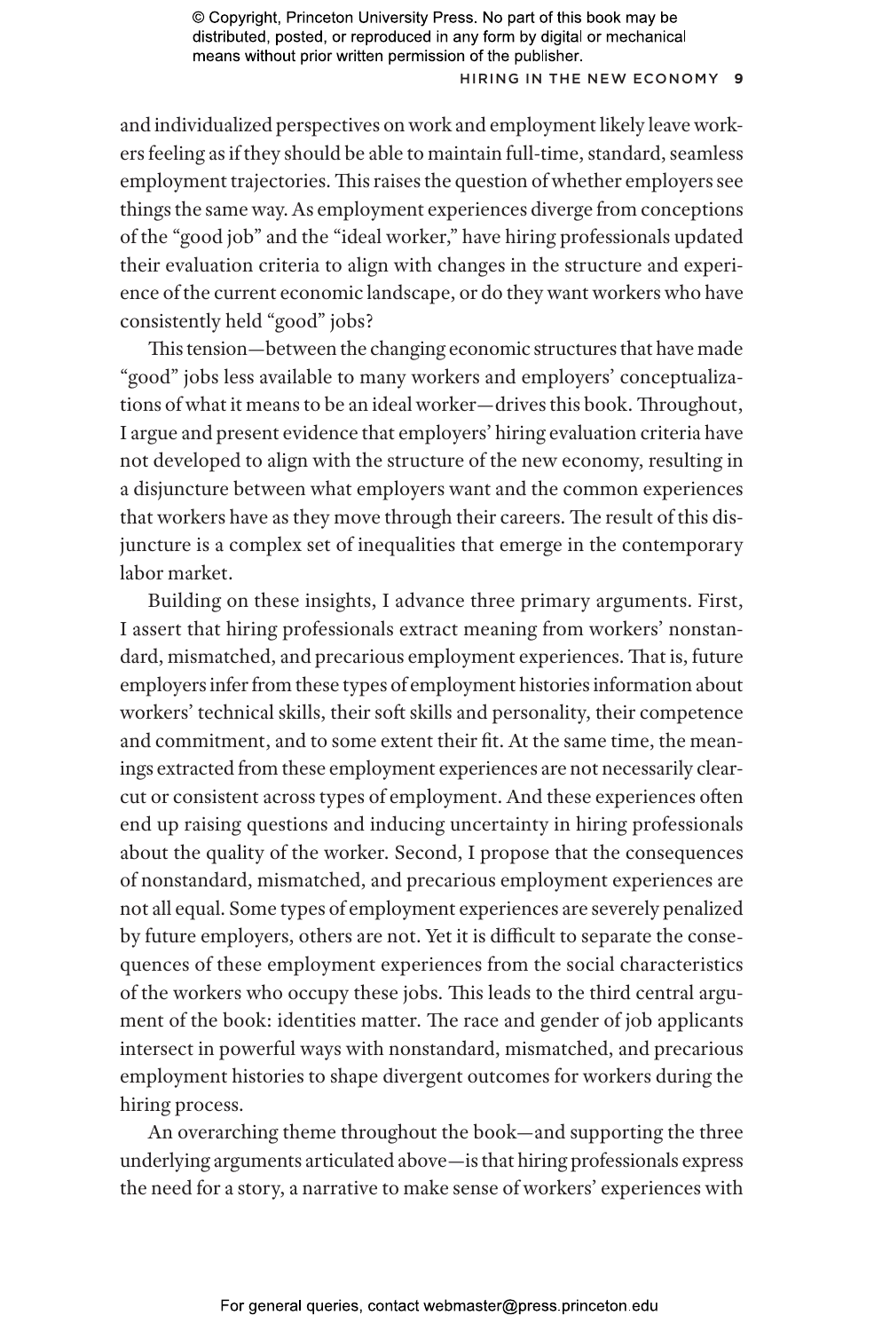and individualized perspectives on work and employment likely leave workers feeling as if they should be able to maintain full-time, standard, seamless employment trajectories. This raises the question of whether employers see things the same way. As employment experiences diverge from conceptions of the "good job" and the "ideal worker," have hiring professionals updated their evaluation criteria to align with changes in the structure and experience of the current economic landscape, or do they want workers who have consistently held "good" jobs?

This tension—between the changing economic structures that have made "good" jobs less available to many workers and employers' conceptualizations of what it means to be an ideal worker—drives this book. Throughout, I argue and present evidence that employers' hiring evaluation criteria have not developed to align with the structure of the new economy, resulting in a disjuncture between what employers want and the common experiences that workers have as they move through their careers. The result of this disjuncture is a complex set of inequalities that emerge in the contemporary labor market.

Building on these insights, I advance three primary arguments. First, I assert that hiring professionals extract meaning from workers' nonstandard, mismatched, and precarious employment experiences. That is, future employers infer from these types of employment histories information about workers' technical skills, their soft skills and personality, their competence and commitment, and to some extent their fit. At the same time, the meanings extracted from these employment experiences are not necessarily clear-cut or consistent across types of employment. And these experiences often end up raising questions and inducing uncertainty in hiring professionals about the quality of the worker. Second, I propose that the consequences of nonstandard, mismatched, and precarious employment experiences are not all equal. Some types of employment experiences are severely penalized by future employers, others are not. Yet it is difficult to separate the consequences of these employment experiences from the social characteristics of the workers who occupy these jobs. This leads to the third central argument of the book: identities matter. The race and gender of job applicants intersect in powerful ways with nonstandard, mismatched, and precarious employment histories to shape divergent outcomes for workers during the hiring process.

An overarching theme throughout the book—and supporting the three underlying arguments articulated above—is that hiring professionals express the need for a story, a narrative to make sense of workers' experiences with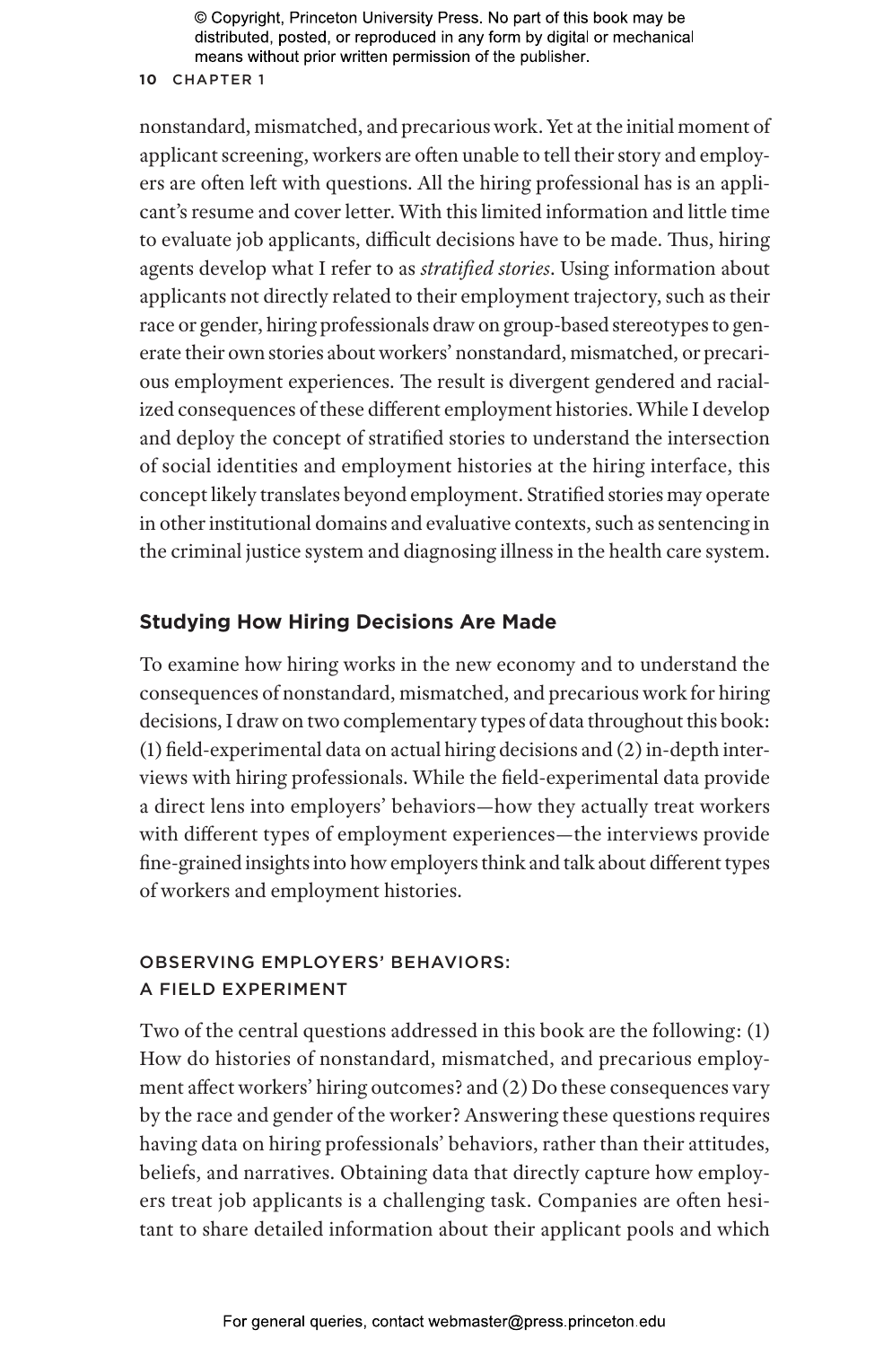nonstandard, mismatched, and precarious work. Yet at the initial moment of applicant screening, workers are often unable to tell their story and employers are often left with questions. All the hiring professional has is an applicant's resume and cover letter. With this limited information and little time to evaluate job applicants, difficult decisions have to be made. Thus, hiring agents develop what I refer to as *stratified stories*. Using information about applicants not directly related to their employment trajectory, such as their race or gender, hiring professionals draw on group-based stereotypes to generate their own stories about workers' nonstandard, mismatched, or precarious employment experiences. The result is divergent gendered and racialized consequences of these different employment histories. While I develop and deploy the concept of stratified stories to understand the intersection of social identities and employment histories at the hiring interface, this concept likely translates beyond employment. Stratified stories may operate in other institutional domains and evaluative contexts, such as sentencing in the criminal justice system and diagnosing illness in the health care system.

## Studying How Hiring Decisions Are Made

To examine how hiring works in the new economy and to understand the consequences of nonstandard, mismatched, and precarious work for hiring decisions, I draw on two complementary types of data throughout this book: (1) field-experimental data on actual hiring decisions and (2) in-depth interviews with hiring professionals. While the field-experimental data provide a direct lens into employers' behaviors—how they actually treat workers with different types of employment experiences—the interviews provide fine-grained insights into how employers think and talk about different types of workers and employment histories.

### OBSERVING EMPLOYERS' BEHAVIORS: A FIELD EXPERIMENT

Two of the central questions addressed in this book are the following: (1) How do histories of nonstandard, mismatched, and precarious employment affect workers' hiring outcomes? and (2) Do these consequences vary by the race and gender of the worker? Answering these questions requires having data on hiring professionals' behaviors, rather than their attitudes, beliefs, and narratives. Obtaining data that directly capture how employers treat job applicants is a challenging task. Companies are often hesitant to share detailed information about their applicant pools and which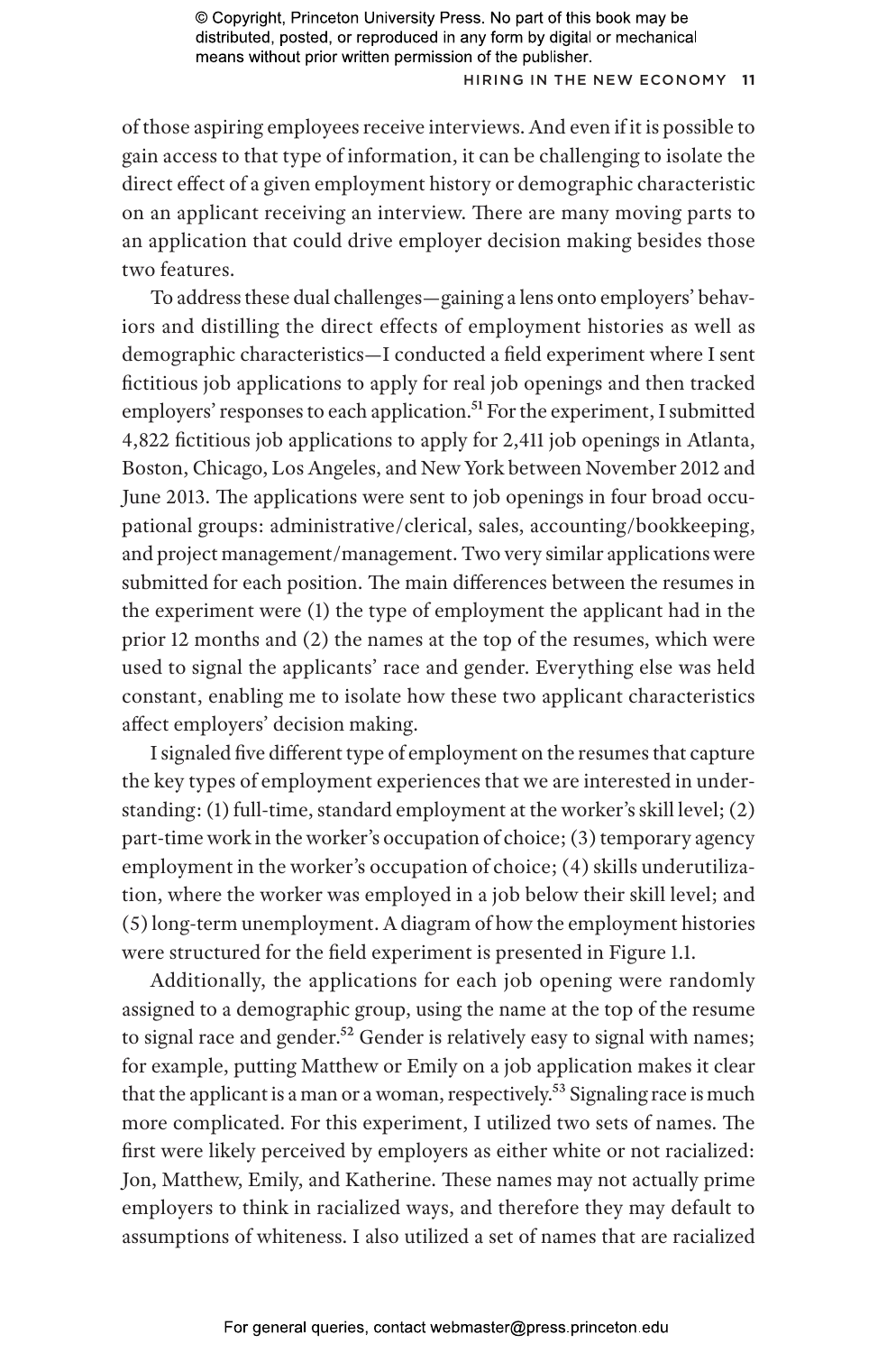of those aspiring employees receive interviews. And even if it is possible to gain access to that type of information, it can be challenging to isolate the direct effect of a given employment history or demographic characteristic on an applicant receiving an interview. There are many moving parts to an application that could drive employer decision making besides those two features.

To address these dual challenges—gaining a lens onto employers' behaviors and distilling the direct effects of employment histories as well as demographic characteristics—I conducted a field experiment where I sent fictitious job applications to apply for real job openings and then tracked employers' responses to each application.[51] For the experiment, I submitted 4,822 fictitious job applications to apply for 2,411 job openings in Atlanta, Boston, Chicago, Los Angeles, and New York between November 2012 and June 2013. The applications were sent to job openings in four broad occupational groups: administrative/clerical, sales, accounting/bookkeeping, and project management/management. Two very similar applications were submitted for each position. The main differences between the resumes in the experiment were (1) the type of employment the applicant had in the prior 12 months and (2) the names at the top of the resumes, which were used to signal the applicants' race and gender. Everything else was held constant, enabling me to isolate how these two applicant characteristics affect employers' decision making.

I signaled five different type of employment on the resumes that capture the key types of employment experiences that we are interested in understanding: (1) full-time, standard employment at the worker's skill level; (2) part-time work in the worker's occupation of choice; (3) temporary agency employment in the worker's occupation of choice; (4) skills underutilization, where the worker was employed in a job below their skill level; and (5) long-term unemployment. A diagram of how the employment histories were structured for the field experiment is presented in Figure 1.1.

Additionally, the applications for each job opening were randomly assigned to a demographic group, using the name at the top of the resume to signal race and gender.[52] Gender is relatively easy to signal with names; for example, putting Matthew or Emily on a job application makes it clear that the applicant is a man or a woman, respectively.[53] Signaling race is much more complicated. For this experiment, I utilized two sets of names. The first were likely perceived by employers as either white or not racialized: Jon, Matthew, Emily, and Katherine. These names may not actually prime employers to think in racialized ways, and therefore they may default to assumptions of whiteness. I also utilized a set of names that are racialized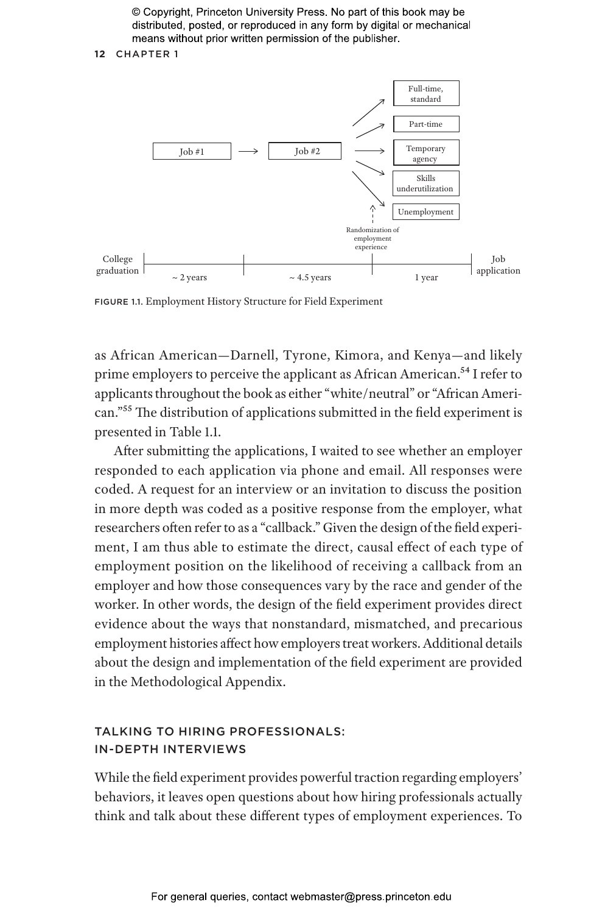FIGURE 1.1. Employment History Structure for Field Experiment

as African American—Darnell, Tyrone, Kimora, and Kenya—and likely prime employers to perceive the applicant as African American.[54] I refer to applicants throughout the book as either “white/neutral” or “African American.”[55] The distribution of applications submitted in the field experiment is presented in Table 1.1.

After submitting the applications, I waited to see whether an employer responded to each application via phone and email. All responses were coded. A request for an interview or an invitation to discuss the position in more depth was coded as a positive response from the employer, what researchers often refer to as a “callback.” Given the design of the field experiment, I am thus able to estimate the direct, causal effect of each type of employment position on the likelihood of receiving a callback from an employer and how those consequences vary by the race and gender of the worker. In other words, the design of the field experiment provides direct evidence about the ways that nonstandard, mismatched, and precarious employment histories affect how employers treat workers. Additional details about the design and implementation of the field experiment are provided in the Methodological Appendix.

## TALKING TO HIRING PROFESSIONALS: IN-DEPTH INTERVIEWS

While the field experiment provides powerful traction regarding employers’ behaviors, it leaves open questions about how hiring professionals actually think and talk about these different types of employment experiences. To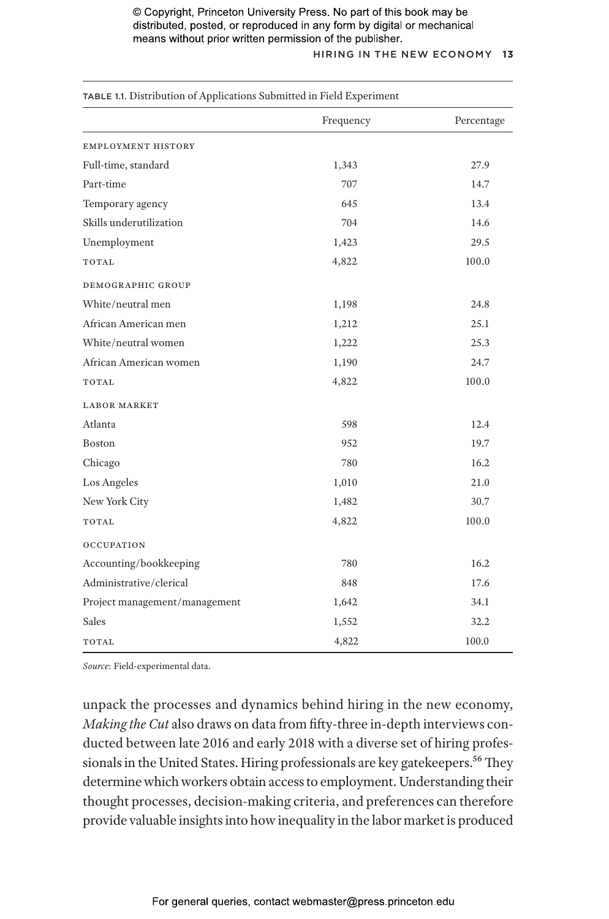© Copyright, Princeton University Press. No part of this book may be distributed, posted, or reproduced in any form by digital or mechanical means without prior written permission of the publisher.

TABLE 1.1. Distribution of Applications Submitted in Field Experiment

| | Frequency | Percentage |
|---|---|---|
| EMPLOYMENT HISTORY | | |
| Full-time, standard | 1,343 | 27.9 |
| Part-time | 707 | 14.7 |
| Temporary agency | 645 | 13.4 |
| Skills underutilization | 704 | 14.6 |
| Unemployment | 1,423 | 29.5 |
| TOTAL | 4,822 | 100.0 |
| DEMOGRAPHIC GROUP | | |
| White/neutral men | 1,198 | 24.8 |
| African American men | 1,212 | 25.1 |
| White/neutral women | 1,222 | 25.3 |
| African American women | 1,190 | 24.7 |
| TOTAL | 4,822 | 100.0 |
| LABOR MARKET | | |
| Atlanta | 598 | 12.4 |
| Boston | 952 | 19.7 |
| Chicago | 780 | 16.2 |
| Los Angeles | 1,010 | 21.0 |
| New York City | 1,482 | 30.7 |
| TOTAL | 4,822 | 100.0 |
| OCCUPATION | | |
| Accounting/bookkeeping | 780 | 16.2 |
| Administrative/clerical | 848 | 17.6 |
| Project management/management | 1,642 | 34.1 |
| Sales | 1,552 | 32.2 |
| TOTAL | 4,822 | 100.0 |

*Source*: Field-experimental data.

unpack the processes and dynamics behind hiring in the new economy, *Making the Cut* also draws on data from fifty-three in-depth interviews conducted between late 2016 and early 2018 with a diverse set of hiring professionals in the United States. Hiring professionals are key gatekeepers.[56] They determine which workers obtain access to employment. Understanding their thought processes, decision-making criteria, and preferences can therefore provide valuable insights into how inequality in the labor market is produced

For general queries, contact webmaster@press.princeton.edu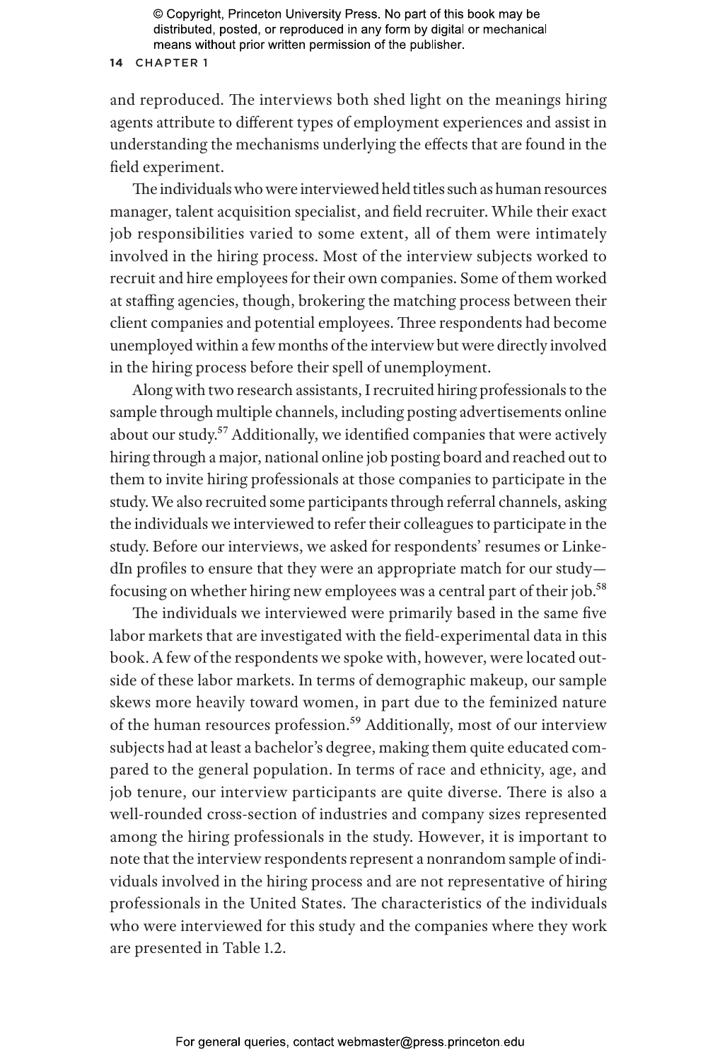and reproduced. The interviews both shed light on the meanings hiring agents attribute to different types of employment experiences and assist in understanding the mechanisms underlying the effects that are found in the field experiment.

The individuals who were interviewed held titles such as human resources manager, talent acquisition specialist, and field recruiter. While their exact job responsibilities varied to some extent, all of them were intimately involved in the hiring process. Most of the interview subjects worked to recruit and hire employees for their own companies. Some of them worked at staffing agencies, though, brokering the matching process between their client companies and potential employees. Three respondents had become unemployed within a few months of the interview but were directly involved in the hiring process before their spell of unemployment.

Along with two research assistants, I recruited hiring professionals to the sample through multiple channels, including posting advertisements online about our study.[57] Additionally, we identified companies that were actively hiring through a major, national online job posting board and reached out to them to invite hiring professionals at those companies to participate in the study. We also recruited some participants through referral channels, asking the individuals we interviewed to refer their colleagues to participate in the study. Before our interviews, we asked for respondents' resumes or LinkedIn profiles to ensure that they were an appropriate match for our study—focusing on whether hiring new employees was a central part of their job.[58]

The individuals we interviewed were primarily based in the same five labor markets that are investigated with the field-experimental data in this book. A few of the respondents we spoke with, however, were located outside of these labor markets. In terms of demographic makeup, our sample skews more heavily toward women, in part due to the feminized nature of the human resources profession.[59] Additionally, most of our interview subjects had at least a bachelor's degree, making them quite educated compared to the general population. In terms of race and ethnicity, age, and job tenure, our interview participants are quite diverse. There is also a well-rounded cross-section of industries and company sizes represented among the hiring professionals in the study. However, it is important to note that the interview respondents represent a nonrandom sample of individuals involved in the hiring process and are not representative of hiring professionals in the United States. The characteristics of the individuals who were interviewed for this study and the companies where they work are presented in Table 1.2.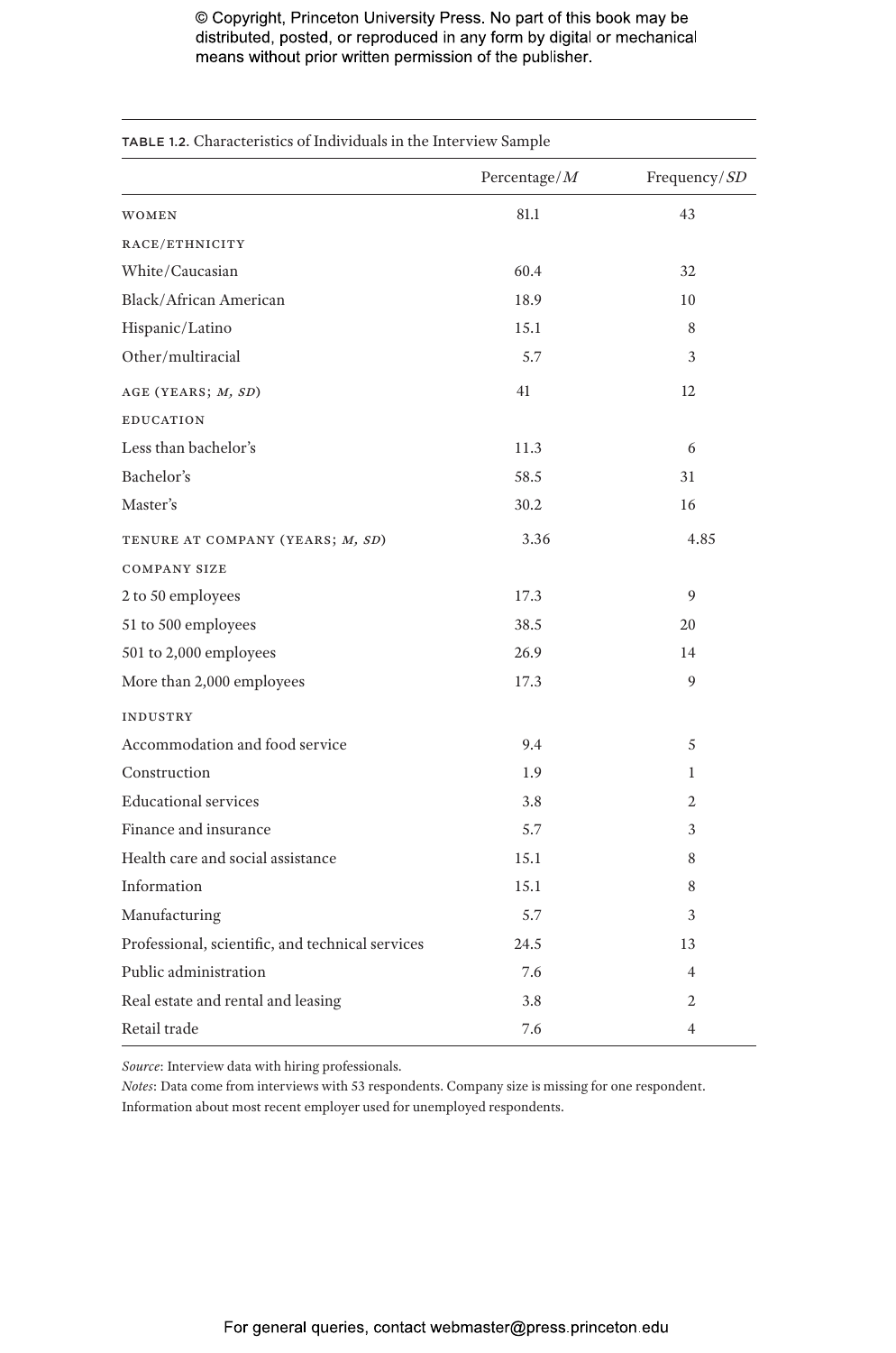TABLE 1.2. Characteristics of Individuals in the Interview Sample

| | Percentage/*M* | Frequency/*SD* |
|---|---|---|
| WOMEN | 81.1 | 43 |
| RACE/ETHNICITY | | |
| White/Caucasian | 60.4 | 32 |
| Black/African American | 18.9 | 10 |
| Hispanic/Latino | 15.1 | 8 |
| Other/multiracial | 5.7 | 3 |
| AGE (YEARS; *M, SD*) | 41 | 12 |
| EDUCATION | | |
| Less than bachelor's | 11.3 | 6 |
| Bachelor's | 58.5 | 31 |
| Master's | 30.2 | 16 |
| TENURE AT COMPANY (YEARS; *M, SD*) | 3.36 | 4.85 |
| COMPANY SIZE | | |
| 2 to 50 employees | 17.3 | 9 |
| 51 to 500 employees | 38.5 | 20 |
| 501 to 2,000 employees | 26.9 | 14 |
| More than 2,000 employees | 17.3 | 9 |
| INDUSTRY | | |
| Accommodation and food service | 9.4 | 5 |
| Construction | 1.9 | 1 |
| Educational services | 3.8 | 2 |
| Finance and insurance | 5.7 | 3 |
| Health care and social assistance | 15.1 | 8 |
| Information | 15.1 | 8 |
| Manufacturing | 5.7 | 3 |
| Professional, scientific, and technical services | 24.5 | 13 |
| Public administration | 7.6 | 4 |
| Real estate and rental and leasing | 3.8 | 2 |
| Retail trade | 7.6 | 4 |

*Source*: Interview data with hiring professionals.
*Notes*: Data come from interviews with 53 respondents. Company size is missing for one respondent. Information about most recent employer used for unemployed respondents.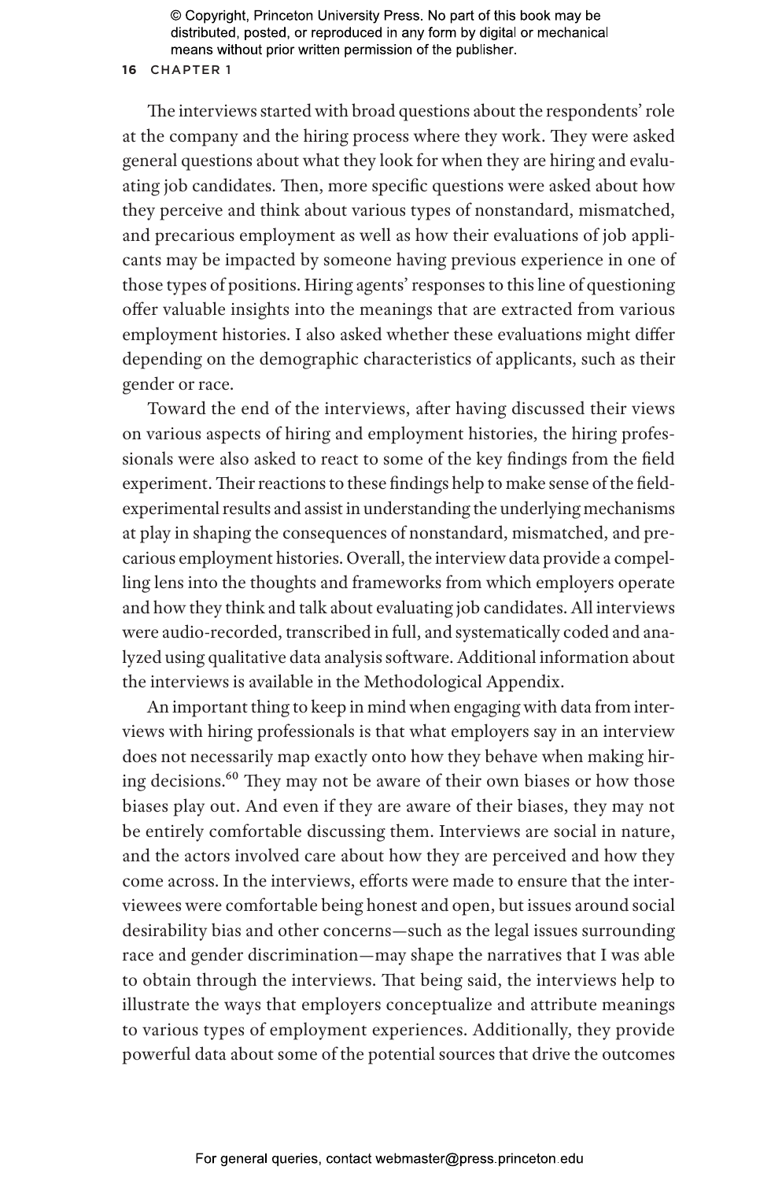The interviews started with broad questions about the respondents' role at the company and the hiring process where they work. They were asked general questions about what they look for when they are hiring and evaluating job candidates. Then, more specific questions were asked about how they perceive and think about various types of nonstandard, mismatched, and precarious employment as well as how their evaluations of job applicants may be impacted by someone having previous experience in one of those types of positions. Hiring agents' responses to this line of questioning offer valuable insights into the meanings that are extracted from various employment histories. I also asked whether these evaluations might differ depending on the demographic characteristics of applicants, such as their gender or race.

Toward the end of the interviews, after having discussed their views on various aspects of hiring and employment histories, the hiring professionals were also asked to react to some of the key findings from the field experiment. Their reactions to these findings help to make sense of the field-experimental results and assist in understanding the underlying mechanisms at play in shaping the consequences of nonstandard, mismatched, and precarious employment histories. Overall, the interview data provide a compelling lens into the thoughts and frameworks from which employers operate and how they think and talk about evaluating job candidates. All interviews were audio-recorded, transcribed in full, and systematically coded and analyzed using qualitative data analysis software. Additional information about the interviews is available in the Methodological Appendix.

An important thing to keep in mind when engaging with data from interviews with hiring professionals is that what employers say in an interview does not necessarily map exactly onto how they behave when making hiring decisions.[60] They may not be aware of their own biases or how those biases play out. And even if they are aware of their biases, they may not be entirely comfortable discussing them. Interviews are social in nature, and the actors involved care about how they are perceived and how they come across. In the interviews, efforts were made to ensure that the interviewees were comfortable being honest and open, but issues around social desirability bias and other concerns—such as the legal issues surrounding race and gender discrimination—may shape the narratives that I was able to obtain through the interviews. That being said, the interviews help to illustrate the ways that employers conceptualize and attribute meanings to various types of employment experiences. Additionally, they provide powerful data about some of the potential sources that drive the outcomes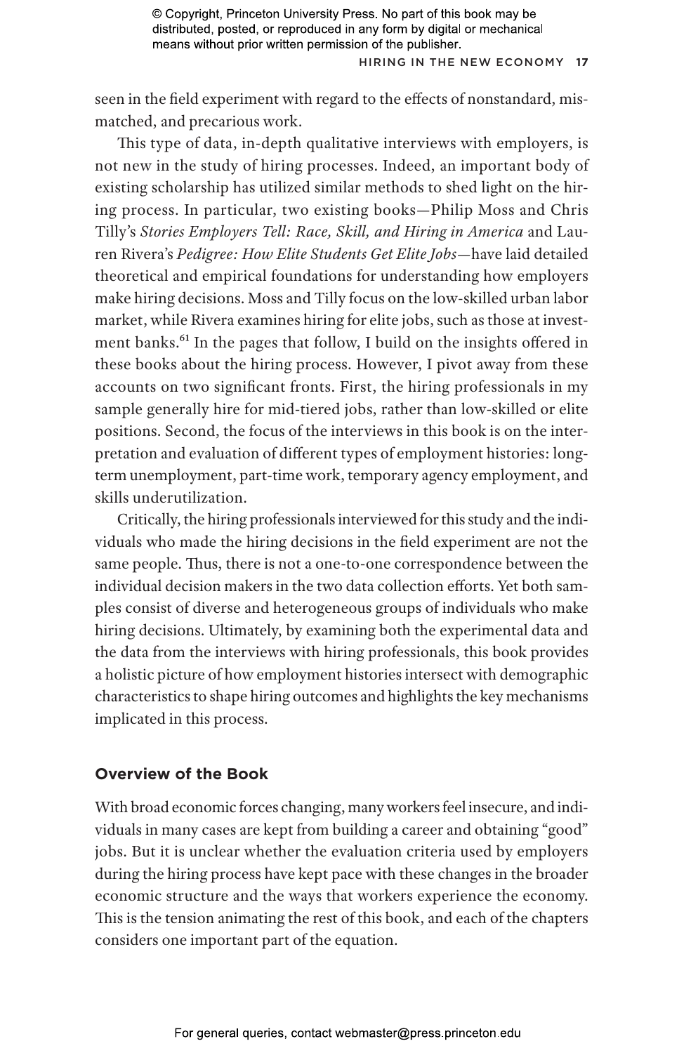seen in the field experiment with regard to the effects of nonstandard, mismatched, and precarious work.

This type of data, in-depth qualitative interviews with employers, is not new in the study of hiring processes. Indeed, an important body of existing scholarship has utilized similar methods to shed light on the hiring process. In particular, two existing books—Philip Moss and Chris Tilly's *Stories Employers Tell: Race, Skill, and Hiring in America* and Lauren Rivera's *Pedigree: How Elite Students Get Elite Jobs*—have laid detailed theoretical and empirical foundations for understanding how employers make hiring decisions. Moss and Tilly focus on the low-skilled urban labor market, while Rivera examines hiring for elite jobs, such as those at investment banks.[61] In the pages that follow, I build on the insights offered in these books about the hiring process. However, I pivot away from these accounts on two significant fronts. First, the hiring professionals in my sample generally hire for mid-tiered jobs, rather than low-skilled or elite positions. Second, the focus of the interviews in this book is on the interpretation and evaluation of different types of employment histories: long-term unemployment, part-time work, temporary agency employment, and skills underutilization.

Critically, the hiring professionals interviewed for this study and the individuals who made the hiring decisions in the field experiment are not the same people. Thus, there is not a one-to-one correspondence between the individual decision makers in the two data collection efforts. Yet both samples consist of diverse and heterogeneous groups of individuals who make hiring decisions. Ultimately, by examining both the experimental data and the data from the interviews with hiring professionals, this book provides a holistic picture of how employment histories intersect with demographic characteristics to shape hiring outcomes and highlights the key mechanisms implicated in this process.

## Overview of the Book

With broad economic forces changing, many workers feel insecure, and individuals in many cases are kept from building a career and obtaining "good" jobs. But it is unclear whether the evaluation criteria used by employers during the hiring process have kept pace with these changes in the broader economic structure and the ways that workers experience the economy. This is the tension animating the rest of this book, and each of the chapters considers one important part of the equation.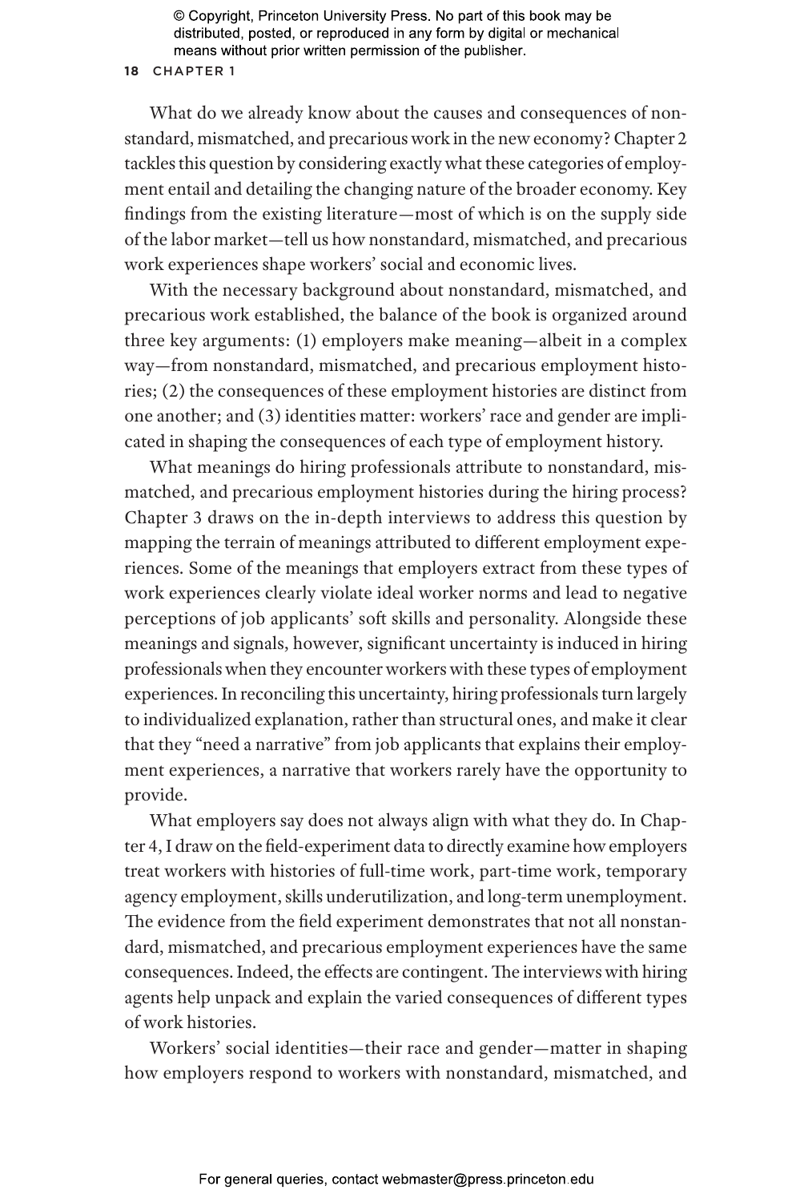What do we already know about the causes and consequences of nonstandard, mismatched, and precarious work in the new economy? Chapter 2 tackles this question by considering exactly what these categories of employment entail and detailing the changing nature of the broader economy. Key findings from the existing literature—most of which is on the supply side of the labor market—tell us how nonstandard, mismatched, and precarious work experiences shape workers' social and economic lives.

With the necessary background about nonstandard, mismatched, and precarious work established, the balance of the book is organized around three key arguments: (1) employers make meaning—albeit in a complex way—from nonstandard, mismatched, and precarious employment histories; (2) the consequences of these employment histories are distinct from one another; and (3) identities matter: workers' race and gender are implicated in shaping the consequences of each type of employment history.

What meanings do hiring professionals attribute to nonstandard, mismatched, and precarious employment histories during the hiring process? Chapter 3 draws on the in-depth interviews to address this question by mapping the terrain of meanings attributed to different employment experiences. Some of the meanings that employers extract from these types of work experiences clearly violate ideal worker norms and lead to negative perceptions of job applicants' soft skills and personality. Alongside these meanings and signals, however, significant uncertainty is induced in hiring professionals when they encounter workers with these types of employment experiences. In reconciling this uncertainty, hiring professionals turn largely to individualized explanation, rather than structural ones, and make it clear that they "need a narrative" from job applicants that explains their employment experiences, a narrative that workers rarely have the opportunity to provide.

What employers say does not always align with what they do. In Chapter 4, I draw on the field-experiment data to directly examine how employers treat workers with histories of full-time work, part-time work, temporary agency employment, skills underutilization, and long-term unemployment. The evidence from the field experiment demonstrates that not all nonstandard, mismatched, and precarious employment experiences have the same consequences. Indeed, the effects are contingent. The interviews with hiring agents help unpack and explain the varied consequences of different types of work histories.

Workers' social identities—their race and gender—matter in shaping how employers respond to workers with nonstandard, mismatched, and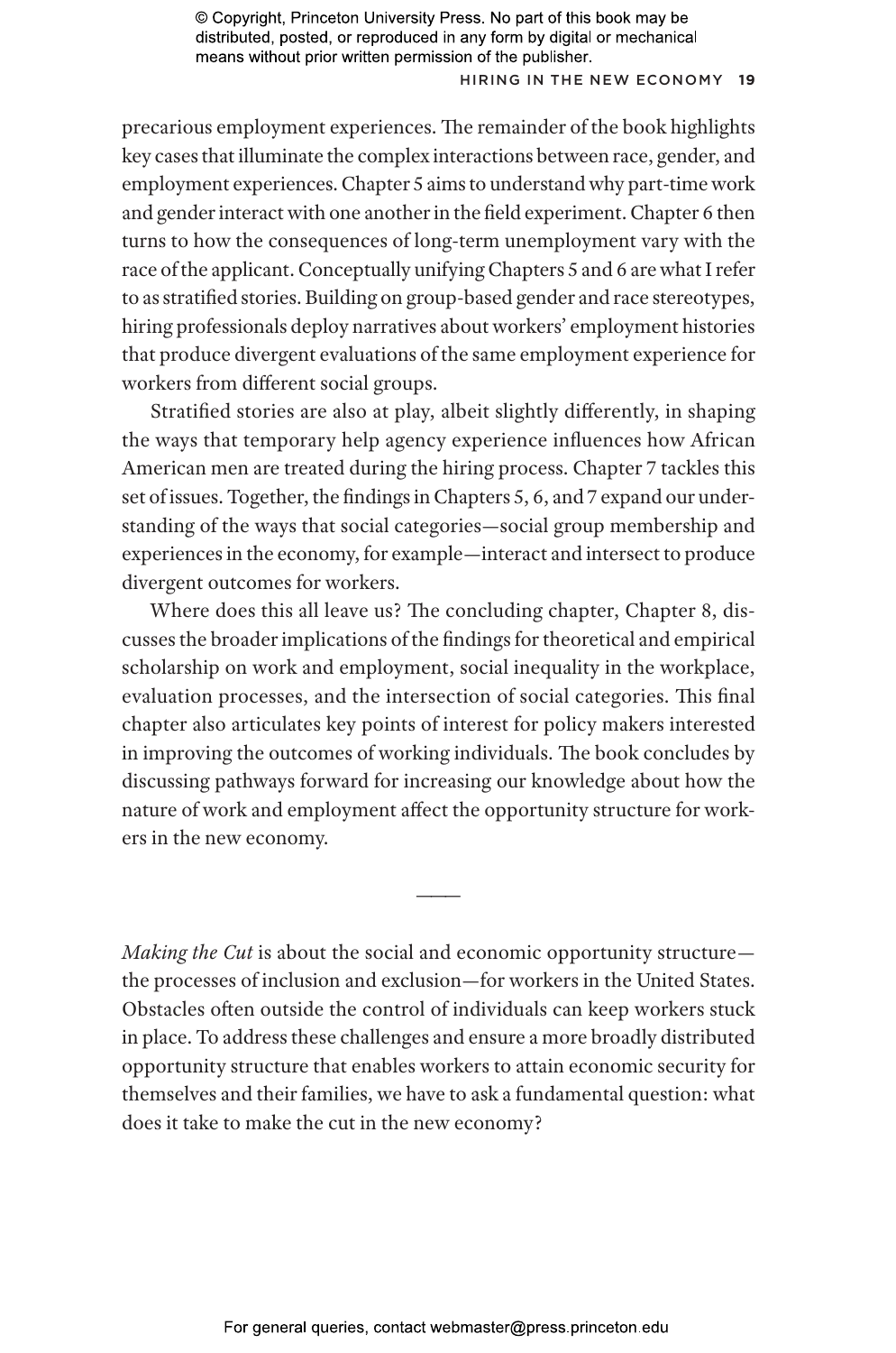precarious employment experiences. The remainder of the book highlights key cases that illuminate the complex interactions between race, gender, and employment experiences. Chapter 5 aims to understand why part-time work and gender interact with one another in the field experiment. Chapter 6 then turns to how the consequences of long-term unemployment vary with the race of the applicant. Conceptually unifying Chapters 5 and 6 are what I refer to as stratified stories. Building on group-based gender and race stereotypes, hiring professionals deploy narratives about workers' employment histories that produce divergent evaluations of the same employment experience for workers from different social groups.

Stratified stories are also at play, albeit slightly differently, in shaping the ways that temporary help agency experience influences how African American men are treated during the hiring process. Chapter 7 tackles this set of issues. Together, the findings in Chapters 5, 6, and 7 expand our understanding of the ways that social categories—social group membership and experiences in the economy, for example—interact and intersect to produce divergent outcomes for workers.

Where does this all leave us? The concluding chapter, Chapter 8, discusses the broader implications of the findings for theoretical and empirical scholarship on work and employment, social inequality in the workplace, evaluation processes, and the intersection of social categories. This final chapter also articulates key points of interest for policy makers interested in improving the outcomes of working individuals. The book concludes by discussing pathways forward for increasing our knowledge about how the nature of work and employment affect the opportunity structure for workers in the new economy.

---

*Making the Cut* is about the social and economic opportunity structure—the processes of inclusion and exclusion—for workers in the United States. Obstacles often outside the control of individuals can keep workers stuck in place. To address these challenges and ensure a more broadly distributed opportunity structure that enables workers to attain economic security for themselves and their families, we have to ask a fundamental question: what does it take to make the cut in the new economy?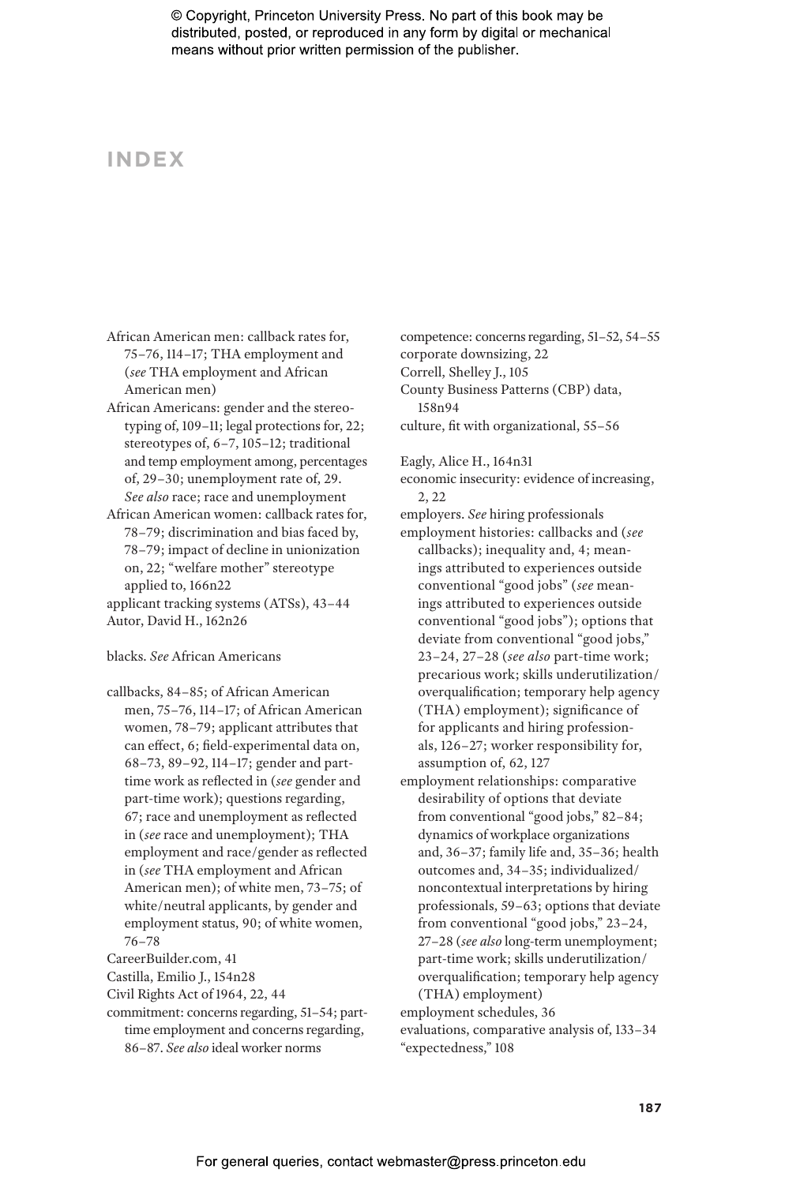# INDEX

African American men: callback rates for, 75–76, 114–17; THA employment and (*see* THA employment and African American men)

African Americans: gender and the stereotyping of, 109–11; legal protections for, 22; stereotypes of, 6–7, 105–12; traditional and temp employment among, percentages of, 29–30; unemployment rate of, 29. *See also* race; race and unemployment

African American women: callback rates for, 78–79; discrimination and bias faced by, 78–79; impact of decline in unionization on, 22; "welfare mother" stereotype applied to, 166n22

applicant tracking systems (ATSs), 43–44

Autor, David H., 162n26

blacks. *See* African Americans

callbacks, 84–85; of African American men, 75–76, 114–17; of African American women, 78–79; applicant attributes that can effect, 6; field-experimental data on, 68–73, 89–92, 114–17; gender and part-time work as reflected in (*see* gender and part-time work); questions regarding, 67; race and unemployment as reflected in (*see* race and unemployment); THA employment and race/gender as reflected in (*see* THA employment and African American men); of white men, 73–75; of white/neutral applicants, by gender and employment status, 90; of white women, 76–78

CareerBuilder.com, 41

Castilla, Emilio J., 154n28

Civil Rights Act of 1964, 22, 44

commitment: concerns regarding, 51–54; part-time employment and concerns regarding, 86–87. *See also* ideal worker norms

competence: concerns regarding, 51–52, 54–55

corporate downsizing, 22

Correll, Shelley J., 105

County Business Patterns (CBP) data, 158n94

culture, fit with organizational, 55–56

Eagly, Alice H., 164n31

economic insecurity: evidence of increasing, 2, 22

employers. *See* hiring professionals

employment histories: callbacks and (*see* callbacks); inequality and, 4; meanings attributed to experiences outside conventional "good jobs" (*see* meanings attributed to experiences outside conventional "good jobs"); options that deviate from conventional "good jobs," 23–24, 27–28 (*see also* part-time work; precarious work; skills underutilization/overqualification; temporary help agency (THA) employment); significance of for applicants and hiring professionals, 126–27; worker responsibility for, assumption of, 62, 127

employment relationships: comparative desirability of options that deviate from conventional "good jobs," 82–84; dynamics of workplace organizations and, 36–37; family life and, 35–36; health outcomes and, 34–35; individualized/noncontextual interpretations by hiring professionals, 59–63; options that deviate from conventional "good jobs," 23–24, 27–28 (*see also* long-term unemployment; part-time work; skills underutilization/overqualification; temporary help agency (THA) employment)

employment schedules, 36

evaluations, comparative analysis of, 133–34

"expectedness," 108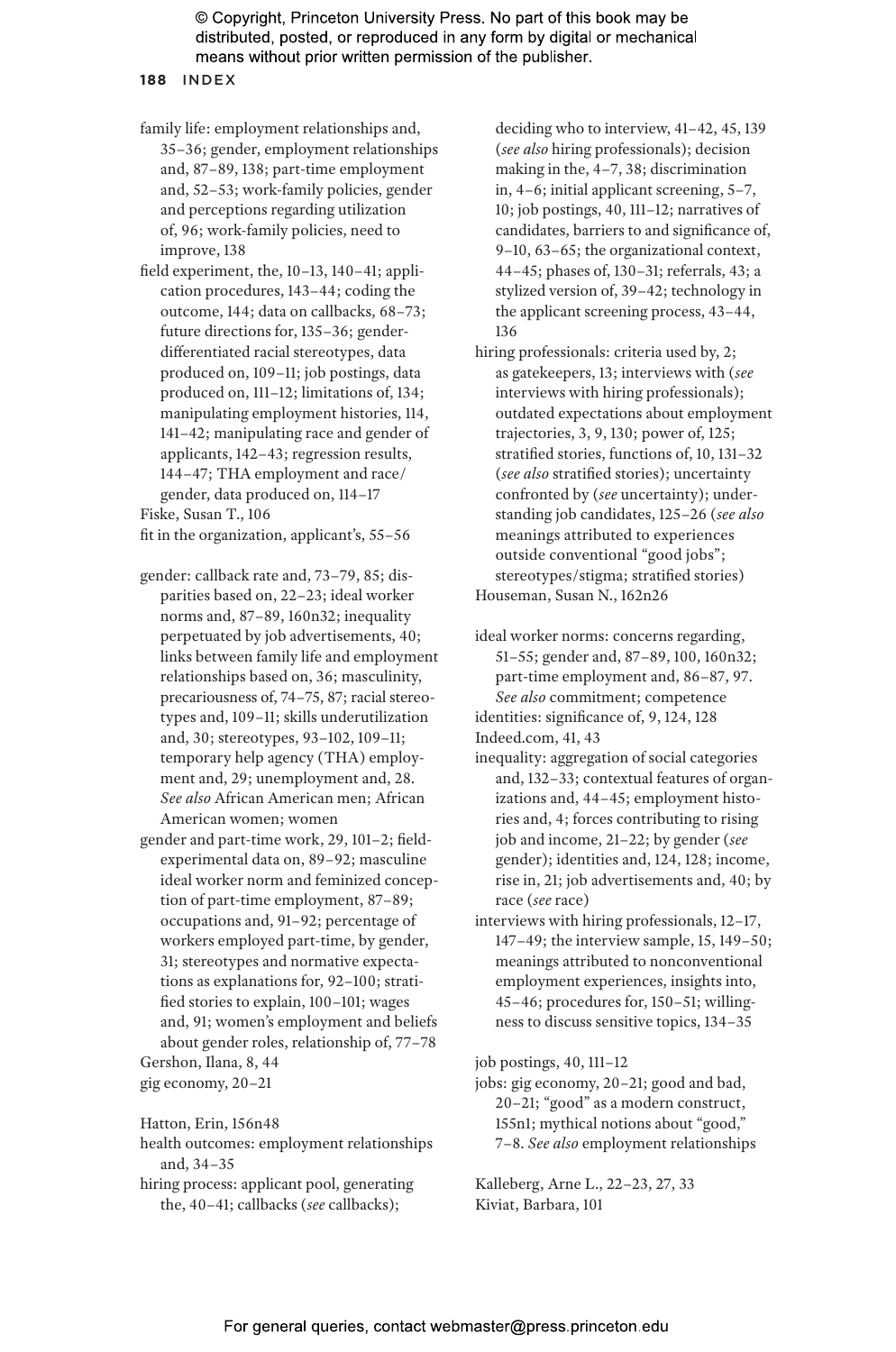family life: employment relationships and, 35–36; gender, employment relationships and, 87–89, 138; part-time employment and, 52–53; work-family policies, gender and perceptions regarding utilization of, 96; work-family policies, need to improve, 138

field experiment, the, 10–13, 140–41; application procedures, 143–44; coding the outcome, 144; data on callbacks, 68–73; future directions for, 135–36; gender-differentiated racial stereotypes, data produced on, 109–11; job postings, data produced on, 111–12; limitations of, 134; manipulating employment histories, 114, 141–42; manipulating race and gender of applicants, 142–43; regression results, 144–47; THA employment and race/gender, data produced on, 114–17

Fiske, Susan T., 106

fit in the organization, applicant's, 55–56

gender: callback rate and, 73–79, 85; disparities based on, 22–23; ideal worker norms and, 87–89, 160n32; inequality perpetuated by job advertisements, 40; links between family life and employment relationships based on, 36; masculinity, precariousness of, 74–75, 87; racial stereotypes and, 109–11; skills underutilization and, 30; stereotypes, 93–102, 109–11; temporary help agency (THA) employment and, 29; unemployment and, 28. *See also* African American men; African American women; women

gender and part-time work, 29, 101–2; field-experimental data on, 89–92; masculine ideal worker norm and feminized conception of part-time employment, 87–89; occupations and, 91–92; percentage of workers employed part-time, by gender, 31; stereotypes and normative expectations as explanations for, 92–100; stratified stories to explain, 100–101; wages and, 91; women's employment and beliefs about gender roles, relationship of, 77–78

Gershon, Ilana, 8, 44

gig economy, 20–21

Hatton, Erin, 156n48

health outcomes: employment relationships and, 34–35

hiring process: applicant pool, generating the, 40–41; callbacks (*see* callbacks); deciding who to interview, 41–42, 45, 139 (*see also* hiring professionals); decision making in the, 4–7, 38; discrimination in, 4–6; initial applicant screening, 5–7, 10; job postings, 40, 111–12; narratives of candidates, barriers to and significance of, 9–10, 63–65; the organizational context, 44–45; phases of, 130–31; referrals, 43; a stylized version of, 39–42; technology in the applicant screening process, 43–44, 136

hiring professionals: criteria used by, 2; as gatekeepers, 13; interviews with (*see* interviews with hiring professionals); outdated expectations about employment trajectories, 3, 9, 130; power of, 125; stratified stories, functions of, 10, 131–32 (*see also* stratified stories); uncertainty confronted by (*see* uncertainty); understanding job candidates, 125–26 (*see also* meanings attributed to experiences outside conventional "good jobs"; stereotypes/stigma; stratified stories)

Houseman, Susan N., 162n26

ideal worker norms: concerns regarding, 51–55; gender and, 87–89, 100, 160n32; part-time employment and, 86–87, 97. *See also* commitment; competence

identities: significance of, 9, 124, 128

Indeed.com, 41, 43

inequality: aggregation of social categories and, 132–33; contextual features of organizations and, 44–45; employment histories and, 4; forces contributing to rising job and income, 21–22; by gender (*see* gender); identities and, 124, 128; income, rise in, 21; job advertisements and, 40; by race (*see* race)

interviews with hiring professionals, 12–17, 147–49; the interview sample, 15, 149–50; meanings attributed to nonconventional employment experiences, insights into, 45–46; procedures for, 150–51; willingness to discuss sensitive topics, 134–35

job postings, 40, 111–12

jobs: gig economy, 20–21; good and bad, 20–21; "good" as a modern construct, 155n1; mythical notions about "good," 7–8. *See also* employment relationships

Kalleberg, Arne L., 22–23, 27, 33

Kiviat, Barbara, 101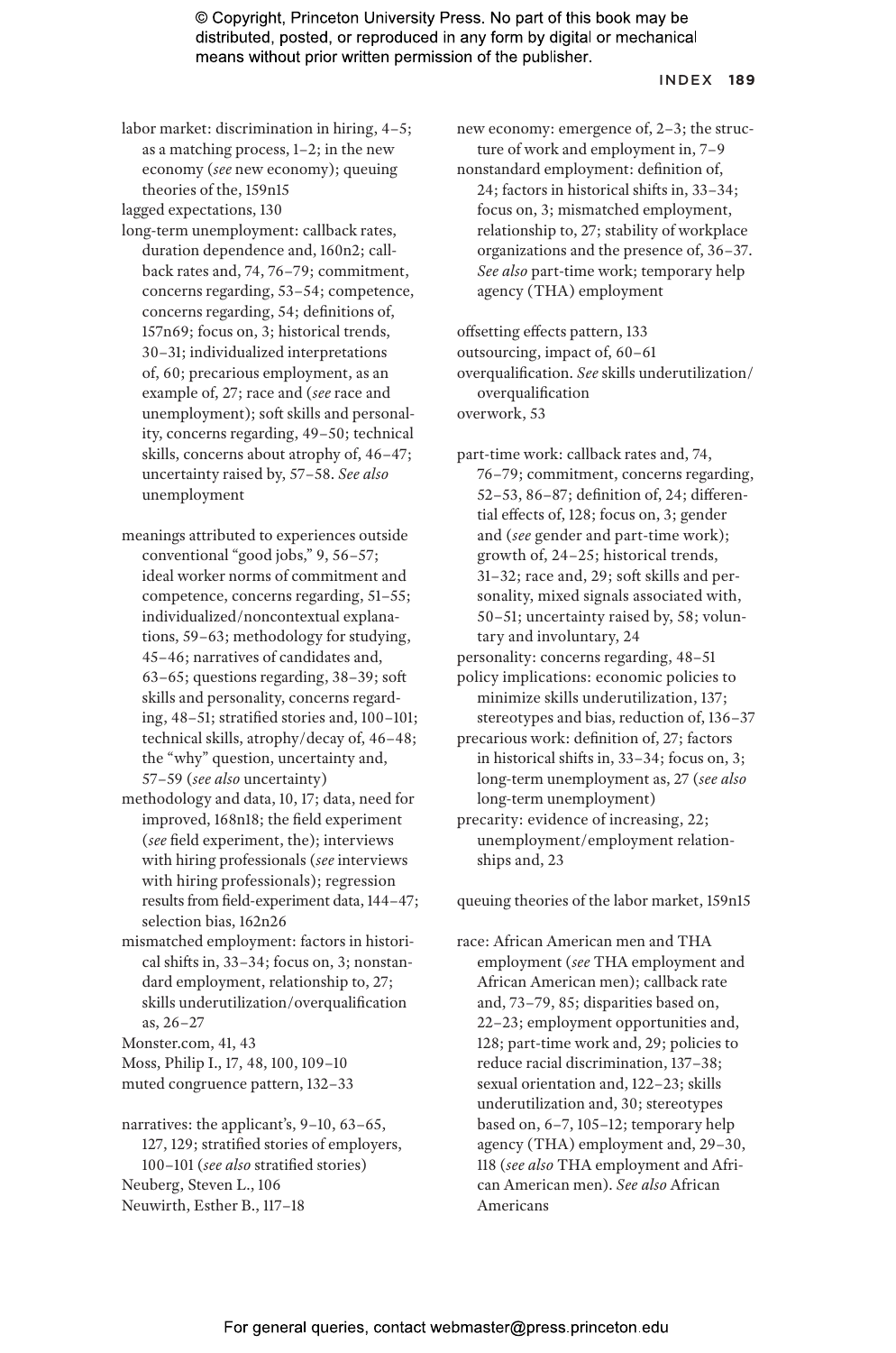labor market: discrimination in hiring, 4–5; as a matching process, 1–2; in the new economy (*see* new economy); queuing theories of the, 159n15

lagged expectations, 130

long-term unemployment: callback rates, duration dependence and, 160n2; callback rates and, 74, 76–79; commitment, concerns regarding, 53–54; competence, concerns regarding, 54; definitions of, 157n69; focus on, 3; historical trends, 30–31; individualized interpretations of, 60; precarious employment, as an example of, 27; race and (*see* race and unemployment); soft skills and personality, concerns regarding, 49–50; technical skills, concerns about atrophy of, 46–47; uncertainty raised by, 57–58. *See also* unemployment

meanings attributed to experiences outside conventional “good jobs,” 9, 56–57; ideal worker norms of commitment and competence, concerns regarding, 51–55; individualized/noncontextual explanations, 59–63; methodology for studying, 45–46; narratives of candidates and, 63–65; questions regarding, 38–39; soft skills and personality, concerns regarding, 48–51; stratified stories and, 100–101; technical skills, atrophy/decay of, 46–48; the “why” question, uncertainty and, 57–59 (*see also* uncertainty)

methodology and data, 10, 17; data, need for improved, 168n18; the field experiment (*see* field experiment, the); interviews with hiring professionals (*see* interviews with hiring professionals); regression results from field-experiment data, 144–47; selection bias, 162n26

mismatched employment: factors in historical shifts in, 33–34; focus on, 3; nonstandard employment, relationship to, 27; skills underutilization/overqualification as, 26–27

Monster.com, 41, 43

Moss, Philip I., 17, 48, 100, 109–10

muted congruence pattern, 132–33

narratives: the applicant’s, 9–10, 63–65, 127, 129; stratified stories of employers, 100–101 (*see also* stratified stories)

Neuberg, Steven L., 106

Neuwirth, Esther B., 117–18

new economy: emergence of, 2–3; the structure of work and employment in, 7–9

nonstandard employment: definition of, 24; factors in historical shifts in, 33–34; focus on, 3; mismatched employment, relationship to, 27; stability of workplace organizations and the presence of, 36–37. *See also* part-time work; temporary help agency (THA) employment

offsetting effects pattern, 133

outsourcing, impact of, 60–61

overqualification. *See* skills underutilization/overqualification

overwork, 53

part-time work: callback rates and, 74, 76–79; commitment, concerns regarding, 52–53, 86–87; definition of, 24; differential effects of, 128; focus on, 3; gender and (*see* gender and part-time work); growth of, 24–25; historical trends, 31–32; race and, 29; soft skills and personality, mixed signals associated with, 50–51; uncertainty raised by, 58; voluntary and involuntary, 24

personality: concerns regarding, 48–51

policy implications: economic policies to minimize skills underutilization, 137; stereotypes and bias, reduction of, 136–37

precarious work: definition of, 27; factors in historical shifts in, 33–34; focus on, 3; long-term unemployment as, 27 (*see also* long-term unemployment)

precarity: evidence of increasing, 22; unemployment/employment relationships and, 23

queuing theories of the labor market, 159n15

race: African American men and THA employment (*see* THA employment and African American men); callback rate and, 73–79, 85; disparities based on, 22–23; employment opportunities and, 128; part-time work and, 29; policies to reduce racial discrimination, 137–38; sexual orientation and, 122–23; skills underutilization and, 30; stereotypes based on, 6–7, 105–12; temporary help agency (THA) employment and, 29–30, 118 (*see also* THA employment and African American men). *See also* African Americans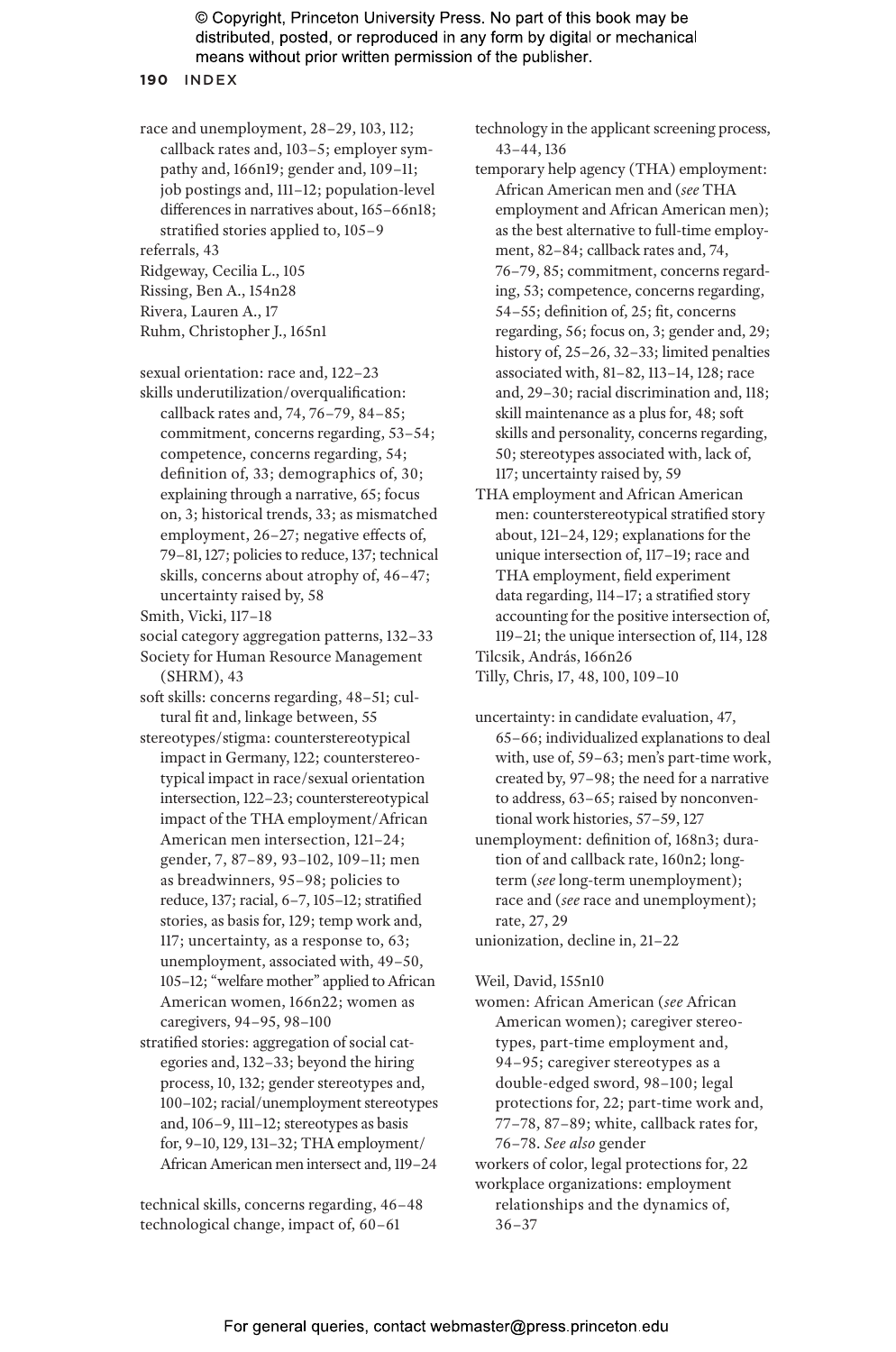race and unemployment, 28–29, 103, 112; callback rates and, 103–5; employer sympathy and, 166n19; gender and, 109–11; job postings and, 111–12; population-level differences in narratives about, 165–66n18; stratified stories applied to, 105–9

referrals, 43

Ridgeway, Cecilia L., 105

Rissing, Ben A., 154n28

Rivera, Lauren A., 17

Ruhm, Christopher J., 165n1

sexual orientation: race and, 122–23

skills underutilization/overqualification: callback rates and, 74, 76–79, 84–85; commitment, concerns regarding, 53–54; competence, concerns regarding, 54; definition of, 33; demographics of, 30; explaining through a narrative, 65; focus on, 3; historical trends, 33; as mismatched employment, 26–27; negative effects of, 79–81, 127; policies to reduce, 137; technical skills, concerns about atrophy of, 46–47; uncertainty raised by, 58

Smith, Vicki, 117–18

social category aggregation patterns, 132–33

Society for Human Resource Management (SHRM), 43

soft skills: concerns regarding, 48–51; cultural fit and, linkage between, 55

stereotypes/stigma: counterstereotypical impact in Germany, 122; counterstereotypical impact in race/sexual orientation intersection, 122–23; counterstereotypical impact of the THA employment/African American men intersection, 121–24; gender, 7, 87–89, 93–102, 109–11; men as breadwinners, 95–98; policies to reduce, 137; racial, 6–7, 105–12; stratified stories, as basis for, 129; temp work and, 117; uncertainty, as a response to, 63; unemployment, associated with, 49–50, 105–12; "welfare mother" applied to African American women, 166n22; women as caregivers, 94–95, 98–100

stratified stories: aggregation of social categories and, 132–33; beyond the hiring process, 10, 132; gender stereotypes and, 100–102; racial/unemployment stereotypes and, 106–9, 111–12; stereotypes as basis for, 9–10, 129, 131–32; THA employment/African American men intersect and, 119–24

technical skills, concerns regarding, 46–48

technological change, impact of, 60–61

technology in the applicant screening process, 43–44, 136

temporary help agency (THA) employment: African American men and (*see* THA employment and African American men); as the best alternative to full-time employment, 82–84; callback rates and, 74, 76–79, 85; commitment, concerns regarding, 53; competence, concerns regarding, 54–55; definition of, 25; fit, concerns regarding, 56; focus on, 3; gender and, 29; history of, 25–26, 32–33; limited penalties associated with, 81–82, 113–14, 128; race and, 29–30; racial discrimination and, 118; skill maintenance as a plus for, 48; soft skills and personality, concerns regarding, 50; stereotypes associated with, lack of, 117; uncertainty raised by, 59

THA employment and African American men: counterstereotypical stratified story about, 121–24, 129; explanations for the unique intersection of, 117–19; race and THA employment, field experiment data regarding, 114–17; a stratified story accounting for the positive intersection of, 119–21; the unique intersection of, 114, 128

Tilcsik, András, 166n26

Tilly, Chris, 17, 48, 100, 109–10

uncertainty: in candidate evaluation, 47, 65–66; individualized explanations to deal with, use of, 59–63; men's part-time work, created by, 97–98; the need for a narrative to address, 63–65; raised by nonconventional work histories, 57–59, 127

unemployment: definition of, 168n3; duration of and callback rate, 160n2; long-term (*see* long-term unemployment); race and (*see* race and unemployment); rate, 27, 29

unionization, decline in, 21–22

Weil, David, 155n10

women: African American (*see* African American women); caregiver stereotypes, part-time employment and, 94–95; caregiver stereotypes as a double-edged sword, 98–100; legal protections for, 22; part-time work and, 77–78, 87–89; white, callback rates for, 76–78. *See also* gender

workers of color, legal protections for, 22

workplace organizations: employment relationships and the dynamics of, 36–37